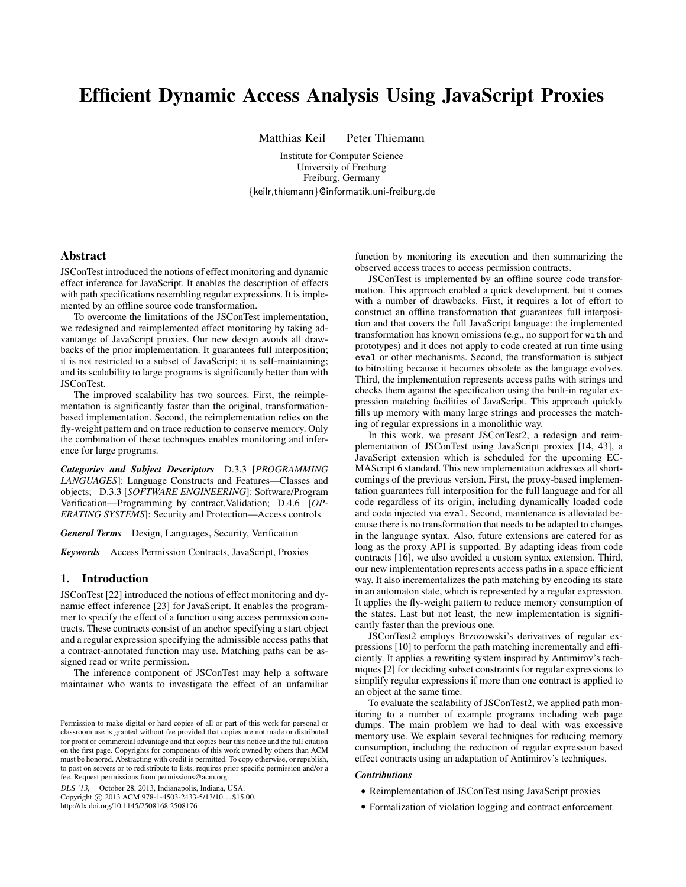# Efficient Dynamic Access Analysis Using JavaScript Proxies

Matthias Keil Peter Thiemann

Institute for Computer Science
University of Freiburg
Freiburg, Germany
{keilr,thiemann}@informatik.uni-freiburg.de

## Abstract

JSConTest introduced the notions of effect monitoring and dynamic effect inference for JavaScript. It enables the description of effects with path specifications resembling regular expressions. It is implemented by an offline source code transformation.

To overcome the limitations of the JSConTest implementation, we redesigned and reimplemented effect monitoring by taking advantange of JavaScript proxies. Our new design avoids all drawbacks of the prior implementation. It guarantees full interposition; it is not restricted to a subset of JavaScript; it is self-maintaining; and its scalability to large programs is significantly better than with JSConTest.

The improved scalability has two sources. First, the reimplementation is significantly faster than the original, transformation-based implementation. Second, the reimplementation relies on the fly-weight pattern and on trace reduction to conserve memory. Only the combination of these techniques enables monitoring and inference for large programs.

***Categories and Subject Descriptors*** D.3.3 [*PROGRAMMING LANGUAGES*]: Language Constructs and Features—Classes and objects; D.3.3 [*SOFTWARE ENGINEERING*]: Software/Program Verification—Programming by contract,Validation; D.4.6 [*OPERATING SYSTEMS*]: Security and Protection—Access controls

***General Terms*** Design, Languages, Security, Verification

***Keywords*** Access Permission Contracts, JavaScript, Proxies

## 1. Introduction

JSConTest [22] introduced the notions of effect monitoring and dynamic effect inference [23] for JavaScript. It enables the programmer to specify the effect of a function using access permission contracts. These contracts consist of an anchor specifying a start object and a regular expression specifying the admissible access paths that a contract-annotated function may use. Matching paths can be assigned read or write permission.

The inference component of JSConTest may help a software maintainer who wants to investigate the effect of an unfamiliar function by monitoring its execution and then summarizing the observed access traces to access permission contracts.

JSConTest is implemented by an offline source code transformation. This approach enabled a quick development, but it comes with a number of drawbacks. First, it requires a lot of effort to construct an offline transformation that guarantees full interposition and that covers the full JavaScript language: the implemented transformation has known omissions (e.g., no support for `with` and prototypes) and it does not apply to code created at run time using `eval` or other mechanisms. Second, the transformation is subject to bitrotting because it becomes obsolete as the language evolves. Third, the implementation represents access paths with strings and checks them against the specification using the built-in regular expression matching facilities of JavaScript. This approach quickly fills up memory with many large strings and processes the matching of regular expressions in a monolithic way.

In this work, we present JSConTest2, a redesign and reimplementation of JSConTest using JavaScript proxies [14, 43], a JavaScript extension which is scheduled for the upcoming ECMAScript 6 standard. This new implementation addresses all shortcomings of the previous version. First, the proxy-based implementation guarantees full interposition for the full language and for all code regardless of its origin, including dynamically loaded code and code injected via `eval`. Second, maintenance is alleviated because there is no transformation that needs to be adapted to changes in the language syntax. Also, future extensions are catered for as long as the proxy API is supported. By adapting ideas from code contracts [16], we also avoided a custom syntax extension. Third, our new implementation represents access paths in a space efficient way. It also incrementalizes the path matching by encoding its state in an automaton state, which is represented by a regular expression. It applies the fly-weight pattern to reduce memory consumption of the states. Last but not least, the new implementation is significantly faster than the previous one.

JSConTest2 employs Brzozowski's derivatives of regular expressions [10] to perform the path matching incrementally and efficiently. It applies a rewriting system inspired by Antimirov's techniques [2] for deciding subset constraints for regular expressions to simplify regular expressions if more than one contract is applied to an object at the same time.

To evaluate the scalability of JSConTest2, we applied path monitoring to a number of example programs including web page dumps. The main problem we had to deal with was excessive memory use. We explain several techniques for reducing memory consumption, including the reduction of regular expression based effect contracts using an adaptation of Antimirov's techniques.

### *Contributions*

- Reimplementation of JSConTest using JavaScript proxies
- Formalization of violation logging and contract enforcement

Permission to make digital or hard copies of all or part of this work for personal or classroom use is granted without fee provided that copies are not made or distributed for profit or commercial advantage and that copies bear this notice and the full citation on the first page. Copyrights for components of this work owned by others than ACM must be honored. Abstracting with credit is permitted. To copy otherwise, or republish, to post on servers or to redistribute to lists, requires prior specific permission and/or a fee. Request permissions from permissions@acm.org.

*DLS '13*, October 28, 2013, Indianapolis, Indiana, USA.
Copyright © 2013 ACM 978-1-4503-2433-5/13/10... $15.00.
http://dx.doi.org/10.1145/2508168.2508176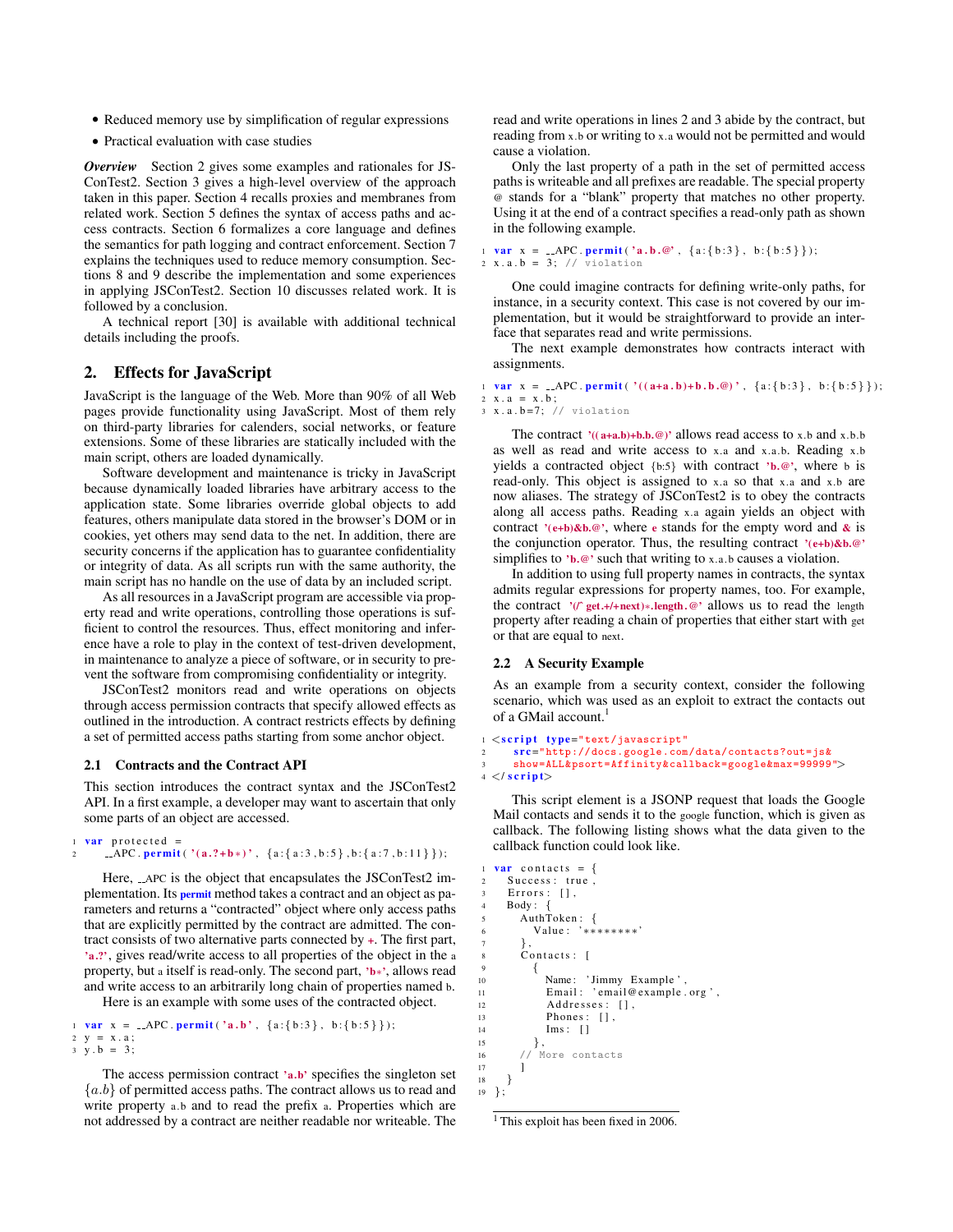- Reduced memory use by simplification of regular expressions
- Practical evaluation with case studies

***Overview*** Section 2 gives some examples and rationales for JSConTest2. Section 3 gives a high-level overview of the approach taken in this paper. Section 4 recalls proxies and membranes from related work. Section 5 defines the syntax of access paths and access contracts. Section 6 formalizes a core language and defines the semantics for path logging and contract enforcement. Section 7 explains the techniques used to reduce memory consumption. Sections 8 and 9 describe the implementation and some experiences in applying JSConTest2. Section 10 discusses related work. It is followed by a conclusion.

A technical report [30] is available with additional technical details including the proofs.

## 2. Effects for JavaScript

JavaScript is the language of the Web. More than 90% of all Web pages provide functionality using JavaScript. Most of them rely on third-party libraries for calenders, social networks, or feature extensions. Some of these libraries are statically included with the main script, others are loaded dynamically.

Software development and maintenance is tricky in JavaScript because dynamically loaded libraries have arbitrary access to the application state. Some libraries override global objects to add features, others manipulate data stored in the browser's DOM or in cookies, yet others may send data to the net. In addition, there are security concerns if the application has to guarantee confidentiality or integrity of data. As all scripts run with the same authority, the main script has no handle on the use of data by an included script.

As all resources in a JavaScript program are accessible via property read and write operations, controlling those operations is sufficient to control the resources. Thus, effect monitoring and inference have a role to play in the context of test-driven development, in maintenance to analyze a piece of software, or in security to prevent the software from compromising confidentiality or integrity.

JSConTest2 monitors read and write operations on objects through access permission contracts that specify allowed effects as outlined in the introduction. A contract restricts effects by defining a set of permitted access paths starting from some anchor object.

### 2.1 Contracts and the Contract API

This section introduces the contract syntax and the JSConTest2 API. In a first example, a developer may want to ascertain that only some parts of an object are accessed.

```
1 var protected =
2     __APC.permit('(a.?+b*)', {a:{a:3,b:5},b:{a:7,b:11}});
```

Here, `__APC` is the object that encapsulates the JSConTest2 implementation. Its `permit` method takes a contract and an object as parameters and returns a "contracted" object where only access paths that are explicitly permitted by the contract are admitted. The contract consists of two alternative parts connected by `+`. The first part, `'a.?'`, gives read/write access to all properties of the object in the `a` property, but `a` itself is read-only. The second part, `'b*'`, allows read and write access to an arbitrarily long chain of properties named `b`.

Here is an example with some uses of the contracted object.

```
1 var x = __APC.permit('a.b', {a:{b:3}, b:{b:5}});
2 y = x.a;
3 y.b = 3;
```

The access permission contract `'a.b'` specifies the singleton set $\{a.b\}$ of permitted access paths. The contract allows us to read and write property `a.b` and to read the prefix `a`. Properties which are not addressed by a contract are neither readable nor writeable. The read and write operations in lines 2 and 3 abide by the contract, but reading from `x.b` or writing to `x.a` would not be permitted and would cause a violation.

Only the last property of a path in the set of permitted access paths is writeable and all prefixes are readable. The special property `@` stands for a "blank" property that matches no other property. Using it at the end of a contract specifies a read-only path as shown in the following example.

```
1 var x = __APC.permit('a.b.@', {a:{b:3}, b:{b:5}});
2 x.a.b = 3; // violation
```

One could imagine contracts for defining write-only paths, for instance, in a security context. This case is not covered by our implementation, but it would be straightforward to provide an interface that separates read and write permissions.

The next example demonstrates how contracts interact with assignments.

```
1 var x = __APC.permit('((a+a.b)+b.b.@)', {a:{b:3}, b:{b:5}});
2 x.a = x.b;
3 x.a.b=7; // violation
```

The contract `'((a+a.b)+b.b.@)'` allows read access to `x.b` and `x.b.b` as well as read and write access to `x.a` and `x.a.b`. Reading `x.b` yields a contracted object `{b:5}` with contract `'b.@'`, where `b` is read-only. This object is assigned to `x.a` so that `x.a` and `x.b` are now aliases. The strategy of JSConTest2 is to obey the contracts along all access paths. Reading `x.a` again yields an object with contract `'(e+b)&b.@'`, where `e` stands for the empty word and `&` is the conjunction operator. Thus, the resulting contract `'(e+b)&b.@'` simplifies to `'b.@'` such that writing to `x.a.b` causes a violation.

In addition to using full property names in contracts, the syntax admits regular expressions for property names, too. For example, the contract `'(/^get.+/+next)*.length.@'` allows us to read the `length` property after reading a chain of properties that either start with `get` or that are equal to `next`.

### 2.2 A Security Example

As an example from a security context, consider the following scenario, which was used as an exploit to extract the contacts out of a GMail account.[1]

```
1 <script type="text/javascript"
2     src="http://docs.google.com/data/contacts?out=js&
3     show=ALL&psort=Affinity&callback=google&max=99999">
4 </script>
```

This script element is a JSONP request that loads the Google Mail contacts and sends it to the `google` function, which is given as callback. The following listing shows what the data given to the callback function could look like.

```
1 var contacts = {
2   Success: true,
3   Errors: [],
4   Body: {
5     AuthToken: {
6       Value: '********'
7     },
8     Contacts: [
9       {
10        Name: 'Jimmy Example',
11        Email: 'email@example.org',
12        Addresses: [],
13        Phones: [],
14        Ims: []
15      },
16      // More contacts
17    ]
18  }
19 };
```

[1] This exploit has been fixed in 2006.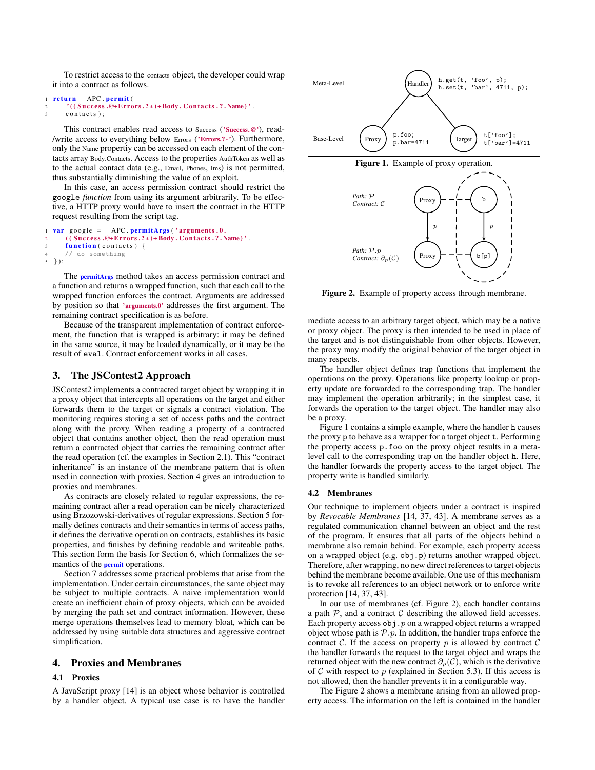To restrict access to the contacts object, the developer could wrap it into a contract as follows.

```
return __APC.permit(
    '((Success.@+Errors.?*)+Body.Contacts.?.Name)',
    contacts);
```

This contract enables read access to Success ('Success.@'), read-/write access to everything below Errors ('Errors.?*'). Furthermore, only the Name propertiy can be accessed on each element of the contacts array Body.Contacts. Access to the properties AuthToken as well as to the actual contact data (e.g., Email, Phones, Ims) is not permitted, thus substantially diminishing the value of an exploit.

In this case, an access permission contract should restrict the `google` *function* from using its argument arbitrarily. To be effective, a HTTP proxy would have to insert the contract in the HTTP request resulting from the script tag.

```
var google = __APC.permitArgs('arguments.0.
    ((Success.@+Errors.?*)+Body.Contacts.?.Name)',
    function(contacts) {
    // do something
});
```

The permitArgs method takes an access permission contract and a function and returns a wrapped function, such that each call to the wrapped function enforces the contract. Arguments are addressed by position so that 'arguments.0' addresses the first argument. The remaining contract specification is as before.

Because of the transparent implementation of contract enforcement, the function that is wrapped is arbitrary: it may be defined in the same source, it may be loaded dynamically, or it may be the result of `eval`. Contract enforcement works in all cases.

## 3. The JSContest2 Approach

JSContest2 implements a contracted target object by wrapping it in a proxy object that intercepts all operations on the target and either forwards them to the target or signals a contract violation. The monitoring requires storing a set of access paths and the contract along with the proxy. When reading a property of a contracted object that contains another object, then the read operation must return a contracted object that carries the remaining contract after the read operation (cf. the examples in Section 2.1). This "contract inheritance" is an instance of the membrane pattern that is often used in connection with proxies. Section 4 gives an introduction to proxies and membranes.

As contracts are closely related to regular expressions, the remaining contract after a read operation can be nicely characterized using Brzozowski-derivatives of regular expressions. Section 5 formally defines contracts and their semantics in terms of access paths, it defines the derivative operation on contracts, establishes its basic properties, and finishes by defining readable and writeable paths. This section form the basis for Section 6, which formalizes the semantics of the permit operations.

Section 7 addresses some practical problems that arise from the implementation. Under certain circumstances, the same object may be subject to multiple contracts. A naive implementation would create an inefficient chain of proxy objects, which can be avoided by merging the path set and contract information. However, these merge operations themselves lead to memory bloat, which can be addressed by using suitable data structures and aggressive contract simplification.

## 4. Proxies and Membranes

### 4.1 Proxies

A JavaScript proxy [14] is an object whose behavior is controlled by a handler object. A typical use case is to have the handler mediate access to an arbitrary target object, which may be a native or proxy object. The proxy is then intended to be used in place of the target and is not distinguishable from other objects. However, the proxy may modify the original behavior of the target object in many respects.

**Figure 1.** Example of proxy operation.

**Figure 2.** Example of property access through membrane.

The handler object defines trap functions that implement the operations on the proxy. Operations like property lookup or property update are forwarded to the corresponding trap. The handler may implement the operation arbitrarily; in the simplest case, it forwards the operation to the target object. The handler may also be a proxy.

Figure 1 contains a simple example, where the handler `h` causes the proxy `p` to behave as a wrapper for a target object `t`. Performing the property access `p.foo` on the proxy object results in a meta-level call to the corresponding trap on the handler object `h`. Here, the handler forwards the property access to the target object. The property write is handled similarly.

### 4.2 Membranes

Our technique to implement objects under a contract is inspired by *Revocable Membranes* [14, 37, 43]. A membrane serves as a regulated communication channel between an object and the rest of the program. It ensures that all parts of the objects behind a membrane also remain behind. For example, each property access on a wrapped object (e.g. `obj.p`) returns another wrapped object. Therefore, after wrapping, no new direct references to target objects behind the membrane become available. One use of this mechanism is to revoke all references to an object network or to enforce write protection [14, 37, 43].

In our use of membranes (cf. Figure 2), each handler contains a path $\mathcal{P}$, and a contract $\mathcal{C}$ describing the allowed field accesses. Each property access `obj.`$p$ on a wrapped object returns a wrapped object whose path is $\mathcal{P}.p$. In addition, the handler traps enforce the contract $\mathcal{C}$. If the access on property $p$ is allowed by contract $\mathcal{C}$ the handler forwards the request to the target object and wraps the returned object with the new contract $\partial_p(\mathcal{C})$, which is the derivative of $\mathcal{C}$ with respect to $p$ (explained in Section 5.3). If this access is not allowed, then the handler prevents it in a configurable way.

The Figure 2 shows a membrane arising from an allowed property access. The information on the left is contained in the handler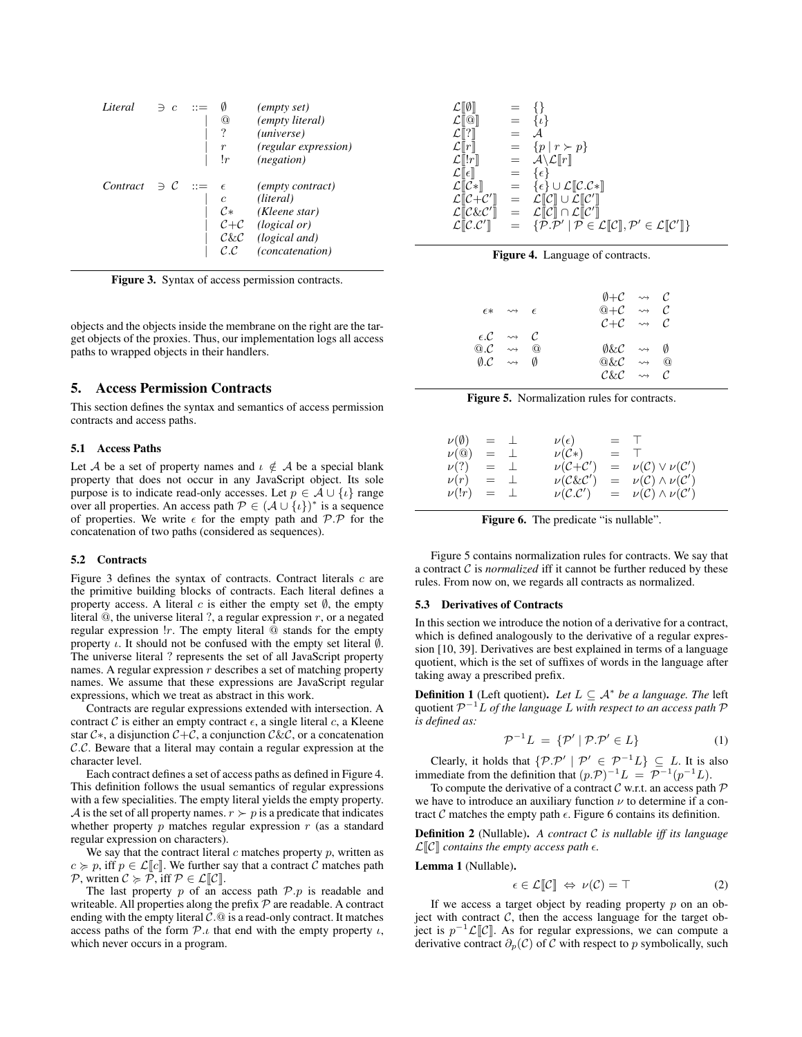$$
\begin{array}{llcll}
\textit{Literal} & \ni c & ::= & \emptyset & \textit{(empty set)} \\
 & & | & @ & \textit{(empty literal)} \\
 & & | & ? & \textit{(universe)} \\
 & & | & r & \textit{(regular expression)} \\
 & & | & !r & \textit{(negation)} \\
\textit{Contract} & \ni \mathcal{C} & ::= & \epsilon & \textit{(empty contract)} \\
 & & | & c & \textit{(literal)} \\
 & & | & \mathcal{C}* & \textit{(Kleene star)} \\
 & & | & \mathcal{C}+\mathcal{C} & \textit{(logical or)} \\
 & & | & \mathcal{C}\&\mathcal{C} & \textit{(logical and)} \\
 & & | & \mathcal{C}.\mathcal{C} & \textit{(concatenation)}
\end{array}
$$

**Figure 3.** Syntax of access permission contracts.

objects and the objects inside the membrane on the right are the target objects of the proxies. Thus, our implementation logs all access paths to wrapped objects in their handlers.

## 5. Access Permission Contracts

This section defines the syntax and semantics of access permission contracts and access paths.

### 5.1 Access Paths

Let $\mathcal{A}$ be a set of property names and $\iota \notin \mathcal{A}$ be a special blank property that does not occur in any JavaScript object. Its sole purpose is to indicate read-only accesses. Let $p \in \mathcal{A} \cup \{\iota\}$ range over all properties. An access path $\mathcal{P} \in (\mathcal{A} \cup \{\iota\})^*$ is a sequence of properties. We write $\epsilon$ for the empty path and $\mathcal{P}.\mathcal{P}$ for the concatenation of two paths (considered as sequences).

### 5.2 Contracts

Figure 3 defines the syntax of contracts. Contract literals $c$ are the primitive building blocks of contracts. Each literal defines a property access. A literal $c$ is either the empty set $\emptyset$, the empty literal @, the universe literal ?, a regular expression $r$, or a negated regular expression $!r$. The empty literal @ stands for the empty property $\iota$. It should not be confused with the empty set literal $\emptyset$. The universe literal ? represents the set of all JavaScript property names. A regular expression $r$ describes a set of matching property names. We assume that these expressions are JavaScript regular expressions, which we treat as abstract in this work.

Contracts are regular expressions extended with intersection. A contract $\mathcal{C}$ is either an empty contract $\epsilon$, a single literal $c$, a Kleene star $\mathcal{C}*$, a disjunction $\mathcal{C}+\mathcal{C}$, a conjunction $\mathcal{C}\&\mathcal{C}$, or a concatenation $\mathcal{C}.\mathcal{C}$. Beware that a literal may contain a regular expression at the character level.

Each contract defines a set of access paths as defined in Figure 4. This definition follows the usual semantics of regular expressions with a few specialities. The empty literal yields the empty property. $\mathcal{A}$ is the set of all property names. $r \succ p$ is a predicate that indicates whether property $p$ matches regular expression $r$ (as a standard regular expression on characters).

We say that the contract literal $c$ matches property $p$, written as $c \succcurlyeq p$, iff $p \in \mathcal{L}[\![c]\!]$. We further say that a contract $\mathcal{C}$ matches path $\mathcal{P}$, written $\mathcal{C} \succcurlyeq \mathcal{P}$, iff $\mathcal{P} \in \mathcal{L}[\![\mathcal{C}]\!]$.

The last property $p$ of an access path $\mathcal{P}.p$ is readable and writeable. All properties along the prefix $\mathcal{P}$ are readable. A contract ending with the empty literal $\mathcal{C}.@$ is a read-only contract. It matches access paths of the form $\mathcal{P}.\iota$ that end with the empty property $\iota$, which never occurs in a program.

$$
\begin{array}{lcl}
\mathcal{L}[\![\emptyset]\!] & = & \{\} \\
\mathcal{L}[\![@]\!] & = & \{\iota\} \\
\mathcal{L}[\![?]\!] & = & \mathcal{A} \\
\mathcal{L}[\![r]\!] & = & \{p \mid r \succ p\} \\
\mathcal{L}[\![!r]\!] & = & \mathcal{A} \backslash \mathcal{L}[\![r]\!] \\
\mathcal{L}[\![\epsilon]\!] & = & \{\epsilon\} \\
\mathcal{L}[\![\mathcal{C}*]\!] & = & \{\epsilon\} \cup \mathcal{L}[\![\mathcal{C}.\mathcal{C}*]\!] \\
\mathcal{L}[\![\mathcal{C}+\mathcal{C}']\!] & = & \mathcal{L}[\![\mathcal{C}]\!] \cup \mathcal{L}[\![\mathcal{C}']\!] \\
\mathcal{L}[\![\mathcal{C}\&\mathcal{C}']\!] & = & \mathcal{L}[\![\mathcal{C}]\!] \cap \mathcal{L}[\![\mathcal{C}']\!] \\
\mathcal{L}[\![\mathcal{C}.\mathcal{C}']\!] & = & \{\mathcal{P}.\mathcal{P}' \mid \mathcal{P} \in \mathcal{L}[\![\mathcal{C}]\!], \mathcal{P}' \in \mathcal{L}[\![\mathcal{C}']\!]\}
\end{array}
$$

**Figure 4.** Language of contracts.

$$
\begin{array}{lcllcl}
\epsilon* & \rightsquigarrow & \epsilon & \emptyset+\mathcal{C} & \rightsquigarrow & \mathcal{C} \\
 & & & @+\mathcal{C} & \rightsquigarrow & \mathcal{C} \\
 & & & \mathcal{C}+\mathcal{C} & \rightsquigarrow & \mathcal{C} \\
\epsilon.\mathcal{C} & \rightsquigarrow & \mathcal{C} & & & \\
@.\mathcal{C} & \rightsquigarrow & @ & \emptyset\&\mathcal{C} & \rightsquigarrow & \emptyset \\
\emptyset.\mathcal{C} & \rightsquigarrow & \emptyset & @\&\mathcal{C} & \rightsquigarrow & @ \\
 & & & \mathcal{C}\&\mathcal{C} & \rightsquigarrow & \mathcal{C}
\end{array}
$$

**Figure 5.** Normalization rules for contracts.

$$
\begin{array}{lcllcl}
\nu(\emptyset) & = & \bot & \nu(\epsilon) & = & \top \\
\nu(@) & = & \bot & \nu(\mathcal{C}*) & = & \top \\
\nu(?) & = & \bot & \nu(\mathcal{C}+\mathcal{C}') & = & \nu(\mathcal{C}) \vee \nu(\mathcal{C}') \\
\nu(r) & = & \bot & \nu(\mathcal{C}\&\mathcal{C}') & = & \nu(\mathcal{C}) \wedge \nu(\mathcal{C}') \\
\nu(!r) & = & \bot & \nu(\mathcal{C}.\mathcal{C}') & = & \nu(\mathcal{C}) \wedge \nu(\mathcal{C}')
\end{array}
$$

**Figure 6.** The predicate "is nullable".

Figure 5 contains normalization rules for contracts. We say that a contract $\mathcal{C}$ is *normalized* iff it cannot be further reduced by these rules. From now on, we regards all contracts as normalized.

### 5.3 Derivatives of Contracts

In this section we introduce the notion of a derivative for a contract, which is defined analogously to the derivative of a regular expression [10, 39]. Derivatives are best explained in terms of a language quotient, which is the set of suffixes of words in the language after taking away a prescribed prefix.

**Definition 1** (Left quotient). *Let $L \subseteq \mathcal{A}^*$ be a language. The* left quotient *$\mathcal{P}^{-1}L$ of the language $L$ with respect to an access path $\mathcal{P}$ is defined as:*

$$
\mathcal{P}^{-1}L \;=\; \{\mathcal{P}' \mid \mathcal{P}.\mathcal{P}' \in L\} \tag{1}
$$

Clearly, it holds that $\{\mathcal{P}.\mathcal{P}' \mid \mathcal{P}' \in \mathcal{P}^{-1}L\} \subseteq L$. It is also immediate from the definition that $(p.\mathcal{P})^{-1}L = \mathcal{P}^{-1}(p^{-1}L)$.

To compute the derivative of a contract $\mathcal{C}$ w.r.t. an access path $\mathcal{P}$ we have to introduce an auxiliary function $\nu$ to determine if a contract $\mathcal{C}$ matches the empty path $\epsilon$. Figure 6 contains its definition.

**Definition 2** (Nullable). *A contract $\mathcal{C}$ is nullable iff its language $\mathcal{L}[\![\mathcal{C}]\!]$ contains the empty access path $\epsilon$.*

**Lemma 1** (Nullable).

$$
\epsilon \in \mathcal{L}[\![\mathcal{C}]\!] \;\Leftrightarrow\; \nu(\mathcal{C}) = \top \tag{2}
$$

If we access a target object by reading property $p$ on an object with contract $\mathcal{C}$, then the access language for the target object is $p^{-1}\mathcal{L}[\![\mathcal{C}]\!]$. As for regular expressions, we can compute a derivative contract $\partial_p(\mathcal{C})$ of $\mathcal{C}$ with respect to $p$ symbolically, such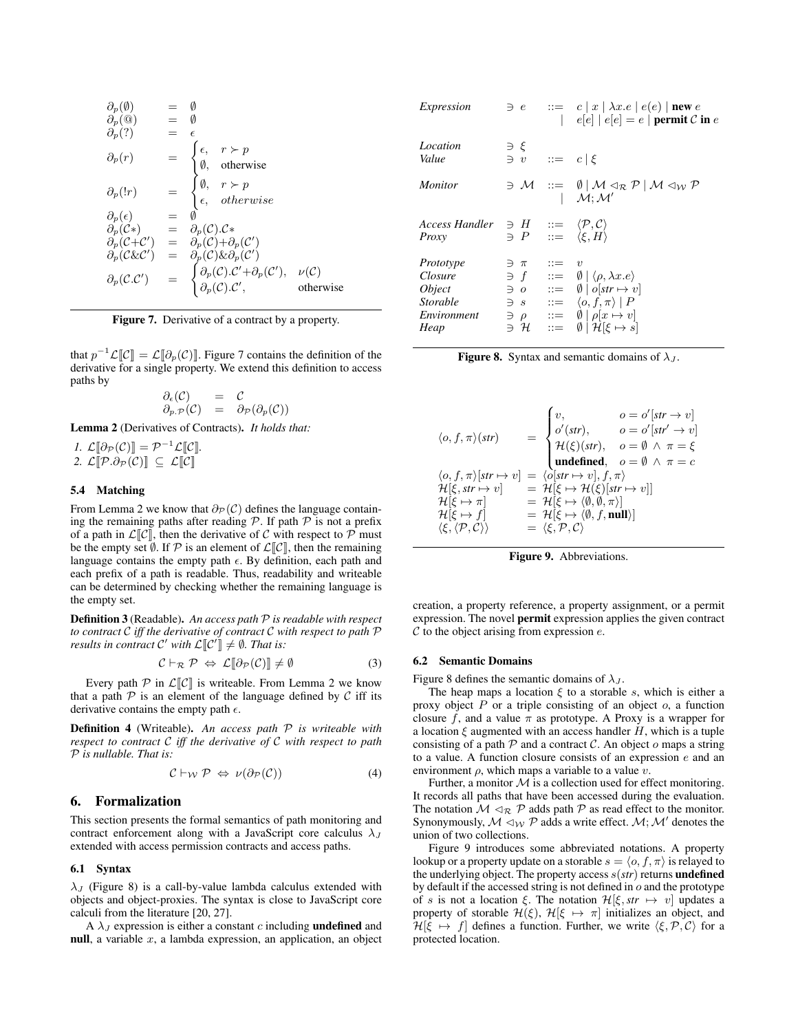$$
\begin{array}{lcl}
\partial_p(\emptyset) & = & \emptyset \\
\partial_p(@) & = & \emptyset \\
\partial_p(?) & = & \epsilon \\
\partial_p(r) & = & \begin{cases} \epsilon, & r \succ p \\ \emptyset, & \text{otherwise} \end{cases} \\
\partial_p(!r) & = & \begin{cases} \emptyset, & r \succ p \\ \epsilon, & otherwise \end{cases} \\
\partial_p(\epsilon) & = & \emptyset \\
\partial_p(\mathcal{C}*) & = & \partial_p(\mathcal{C}).\mathcal{C}* \\
\partial_p(\mathcal{C}+\mathcal{C}') & = & \partial_p(\mathcal{C})+\partial_p(\mathcal{C}') \\
\partial_p(\mathcal{C}\&\mathcal{C}') & = & \partial_p(\mathcal{C})\&\partial_p(\mathcal{C}') \\
\partial_p(\mathcal{C}.\mathcal{C}') & = & \begin{cases} \partial_p(\mathcal{C}).\mathcal{C}'+\partial_p(\mathcal{C}'), & \nu(\mathcal{C}) \\ \partial_p(\mathcal{C}).\mathcal{C}', & \text{otherwise} \end{cases}
\end{array}
$$

**Figure 7.** Derivative of a contract by a property.

that $p^{-1}\mathcal{L}[\![\mathcal{C}]\!] = \mathcal{L}[\![\partial_p(\mathcal{C})]\!]$. Figure 7 contains the definition of the derivative for a single property. We extend this definition to access paths by

$$
\begin{array}{lcl}
\partial_\epsilon(\mathcal{C}) & = & \mathcal{C} \\
\partial_{p.\mathcal{P}}(\mathcal{C}) & = & \partial_\mathcal{P}(\partial_p(\mathcal{C}))
\end{array}
$$

**Lemma 2** (Derivatives of Contracts). *It holds that:*

1. $\mathcal{L}[\![\partial_\mathcal{P}(\mathcal{C})]\!] = \mathcal{P}^{-1}\mathcal{L}[\![\mathcal{C}]\!]$.
2. $\mathcal{L}[\![\mathcal{P}.\partial_\mathcal{P}(\mathcal{C})]\!] \subseteq \mathcal{L}[\![\mathcal{C}]\!]$

### 5.4 Matching

From Lemma 2 we know that $\partial_\mathcal{P}(\mathcal{C})$ defines the language containing the remaining paths after reading $\mathcal{P}$. If path $\mathcal{P}$ is not a prefix of a path in $\mathcal{L}[\![\mathcal{C}]\!]$, then the derivative of $\mathcal{C}$ with respect to $\mathcal{P}$ must be the empty set $\emptyset$. If $\mathcal{P}$ is an element of $\mathcal{L}[\![\mathcal{C}]\!]$, then the remaining language contains the empty path $\epsilon$. By definition, each path and each prefix of a path is readable. Thus, readability and writeable can be determined by checking whether the remaining language is the empty set.

**Definition 3** (Readable). *An access path $\mathcal{P}$ is readable with respect to contract $\mathcal{C}$ iff the derivative of contract $\mathcal{C}$ with respect to path $\mathcal{P}$ results in contract $\mathcal{C}'$ with $\mathcal{L}[\![\mathcal{C}']\!] \neq \emptyset$. That is:*

$$
\mathcal{C} \vdash_\mathcal{R} \mathcal{P} \;\Leftrightarrow\; \mathcal{L}[\![\partial_\mathcal{P}(\mathcal{C})]\!] \neq \emptyset \tag{3}
$$

Every path $\mathcal{P}$ in $\mathcal{L}[\![\mathcal{C}]\!]$ is writeable. From Lemma 2 we know that a path $\mathcal{P}$ is an element of the language defined by $\mathcal{C}$ iff its derivative contains the empty path $\epsilon$.

**Definition 4** (Writeable). *An access path $\mathcal{P}$ is writeable with respect to contract $\mathcal{C}$ iff the derivative of $\mathcal{C}$ with respect to path $\mathcal{P}$ is nullable. That is:*

$$
\mathcal{C} \vdash_\mathcal{W} \mathcal{P} \;\Leftrightarrow\; \nu(\partial_\mathcal{P}(\mathcal{C})) \tag{4}
$$

## 6. Formalization

This section presents the formal semantics of path monitoring and contract enforcement along with a JavaScript core calculus $\lambda_J$ extended with access permission contracts and access paths.

### 6.1 Syntax

$\lambda_J$ (Figure 8) is a call-by-value lambda calculus extended with objects and object-proxies. The syntax is close to JavaScript core calculi from the literature [20, 27].

A $\lambda_J$ expression is either a constant $c$ including **undefined** and **null**, a variable $x$, a lambda expression, an application, an object creation, a property reference, a property assignment, or a permit expression. The novel **permit** expression applies the given contract $\mathcal{C}$ to the object arising from expression $e$.

$$
\begin{array}{llcl}
\textit{Expression} & \ni e & ::= & c \mid x \mid \lambda x.e \mid e(e) \mid \textbf{new}\ e \\
 & & \mid & e[e] \mid e[e] = e \mid \textbf{permit}\ \mathcal{C}\ \textbf{in}\ e \\
\textit{Location} & \ni \xi & & \\
\textit{Value} & \ni v & ::= & c \mid \xi \\
\textit{Monitor} & \ni \mathcal{M} & ::= & \emptyset \mid \mathcal{M} \lhd_\mathcal{R} \mathcal{P} \mid \mathcal{M} \lhd_\mathcal{W} \mathcal{P} \\
 & & \mid & \mathcal{M};\mathcal{M}' \\
\textit{Access Handler} & \ni H & ::= & \langle \mathcal{P}, \mathcal{C} \rangle \\
\textit{Proxy} & \ni P & ::= & \langle \xi, H \rangle \\
\textit{Prototype} & \ni \pi & ::= & v \\
\textit{Closure} & \ni f & ::= & \emptyset \mid \langle \rho, \lambda x.e \rangle \\
\textit{Object} & \ni o & ::= & \emptyset \mid o[\mathit{str} \mapsto v] \\
\textit{Storable} & \ni s & ::= & \langle o, f, \pi \rangle \mid P \\
\textit{Environment} & \ni \rho & ::= & \emptyset \mid \rho[x \mapsto v] \\
\textit{Heap} & \ni \mathcal{H} & ::= & \emptyset \mid \mathcal{H}[\xi \mapsto s]
\end{array}
$$

**Figure 8.** Syntax and semantic domains of $\lambda_J$.

$$
\begin{array}{lcl}
\langle o, f, \pi \rangle(\mathit{str}) & = & \begin{cases} v, & o = o'[\mathit{str} \to v] \\ o'(\mathit{str}), & o = o'[\mathit{str}' \to v] \\ \mathcal{H}(\xi)(\mathit{str}), & o = \emptyset \ \wedge\ \pi = \xi \\ \textbf{undefined}, & o = \emptyset \ \wedge\ \pi = c \end{cases} \\
\langle o, f, \pi \rangle[\mathit{str} \mapsto v] & = & \langle o[\mathit{str} \mapsto v], f, \pi \rangle \\
\mathcal{H}[\xi, \mathit{str} \mapsto v] & = & \mathcal{H}[\xi \mapsto \mathcal{H}(\xi)[\mathit{str} \mapsto v]] \\
\mathcal{H}[\xi \mapsto \pi] & = & \mathcal{H}[\xi \mapsto \langle \emptyset, \emptyset, \pi \rangle] \\
\mathcal{H}[\xi \mapsto f] & = & \mathcal{H}[\xi \mapsto \langle \emptyset, f, \textbf{null} \rangle] \\
\langle \xi, \langle \mathcal{P}, \mathcal{C} \rangle \rangle & = & \langle \xi, \mathcal{P}, \mathcal{C} \rangle
\end{array}
$$

**Figure 9.** Abbreviations.

### 6.2 Semantic Domains

Figure 8 defines the semantic domains of $\lambda_J$.

The heap maps a location $\xi$ to a storable $s$, which is either a proxy object $P$ or a triple consisting of an object $o$, a function closure $f$, and a value $\pi$ as prototype. A Proxy is a wrapper for a location $\xi$ augmented with an access handler $H$, which is a tuple consisting of a path $\mathcal{P}$ and a contract $\mathcal{C}$. An object $o$ maps a string to a value. A function closure consists of an expression $e$ and an environment $\rho$, which maps a variable to a value $v$.

Further, a monitor $\mathcal{M}$ is a collection used for effect monitoring. It records all paths that have been accessed during the evaluation. The notation $\mathcal{M} \lhd_\mathcal{R} \mathcal{P}$ adds path $\mathcal{P}$ as read effect to the monitor. Synonymously, $\mathcal{M} \lhd_\mathcal{W} \mathcal{P}$ adds a write effect. $\mathcal{M};\mathcal{M}'$ denotes the union of two collections.

Figure 9 introduces some abbreviated notations. A property lookup or a property update on a storable $s = \langle o, f, \pi \rangle$ is relayed to the underlying object. The property access $s(\mathit{str})$ returns **undefined** by default if the accessed string is not defined in $o$ and the prototype of $s$ is not a location $\xi$. The notation $\mathcal{H}[\xi, \mathit{str} \mapsto v]$ updates a property of storable $\mathcal{H}(\xi)$, $\mathcal{H}[\xi \mapsto \pi]$ initializes an object, and $\mathcal{H}[\xi \mapsto f]$ defines a function. Further, we write $\langle \xi, \mathcal{P}, \mathcal{C} \rangle$ for a protected location.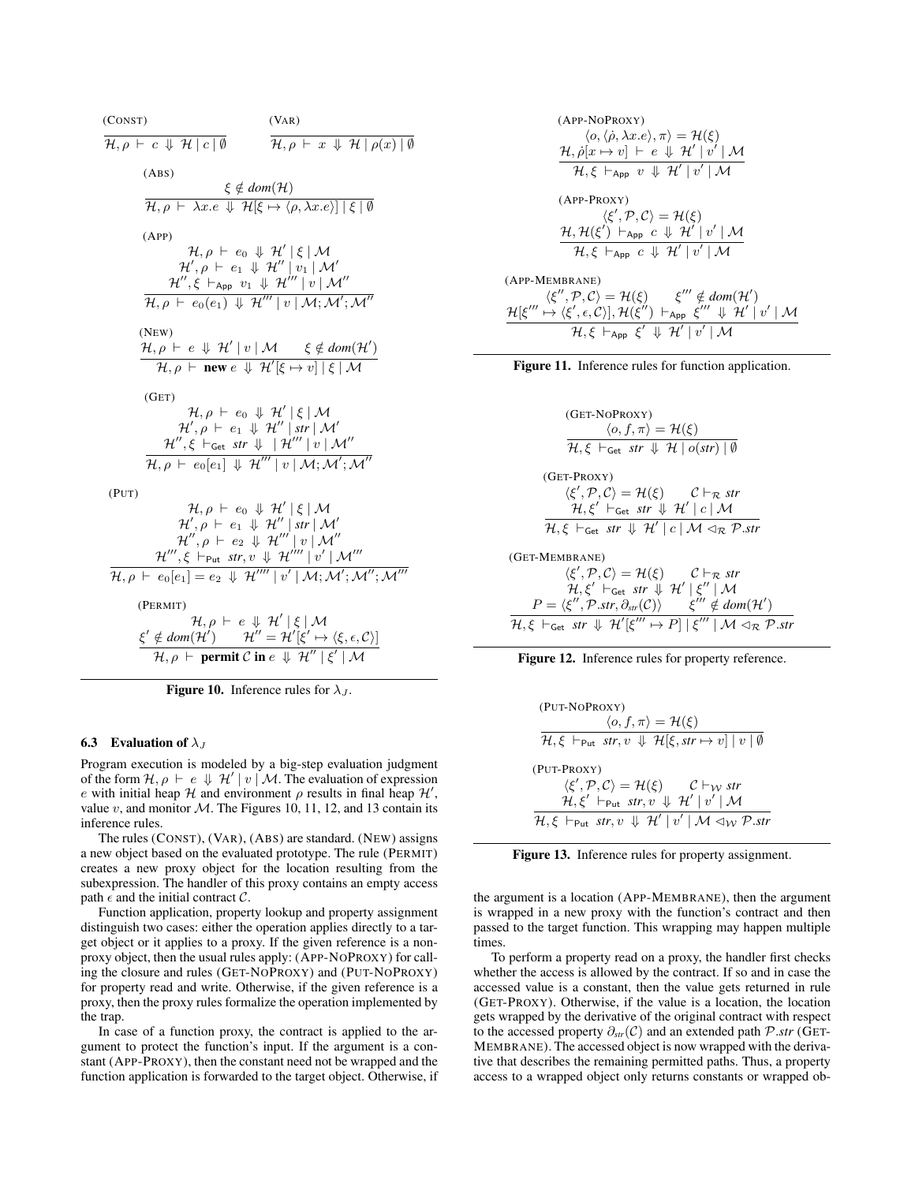(CONST)

$$\frac{}{\mathcal{H}, \rho \vdash c \Downarrow \mathcal{H} \mid c \mid \emptyset}$$

(VAR)

$$\frac{}{\mathcal{H}, \rho \vdash x \Downarrow \mathcal{H} \mid \rho(x) \mid \emptyset}$$

(ABS)

$$\frac{\xi \notin dom(\mathcal{H})}{\mathcal{H}, \rho \vdash \lambda x.e \Downarrow \mathcal{H}[\xi \mapsto \langle \rho, \lambda x.e \rangle] \mid \xi \mid \emptyset}$$

(APP)

$$\frac{\mathcal{H}, \rho \vdash e_0 \Downarrow \mathcal{H}' \mid \xi \mid \mathcal{M} \quad \mathcal{H}', \rho \vdash e_1 \Downarrow \mathcal{H}'' \mid v_1 \mid \mathcal{M}' \quad \mathcal{H}'', \xi \vdash_{\mathsf{App}} v_1 \Downarrow \mathcal{H}''' \mid v \mid \mathcal{M}''}{\mathcal{H}, \rho \vdash e_0(e_1) \Downarrow \mathcal{H}''' \mid v \mid \mathcal{M}; \mathcal{M}'; \mathcal{M}''}$$

(NEW)

$$\frac{\mathcal{H}, \rho \vdash e \Downarrow \mathcal{H}' \mid v \mid \mathcal{M} \qquad \xi \notin dom(\mathcal{H}')}{\mathcal{H}, \rho \vdash \textbf{new}\, e \Downarrow \mathcal{H}'[\xi \mapsto v] \mid \xi \mid \mathcal{M}}$$

(GET)

$$\frac{\mathcal{H}, \rho \vdash e_0 \Downarrow \mathcal{H}' \mid \xi \mid \mathcal{M} \quad \mathcal{H}', \rho \vdash e_1 \Downarrow \mathcal{H}'' \mid str \mid \mathcal{M}' \quad \mathcal{H}'', \xi \vdash_{\mathsf{Get}} str \Downarrow \mid \mathcal{H}''' \mid v \mid \mathcal{M}''}{\mathcal{H}, \rho \vdash e_0[e_1] \Downarrow \mathcal{H}''' \mid v \mid \mathcal{M}; \mathcal{M}'; \mathcal{M}''}$$

(PUT)

$$\frac{\mathcal{H}, \rho \vdash e_0 \Downarrow \mathcal{H}' \mid \xi \mid \mathcal{M} \quad \mathcal{H}', \rho \vdash e_1 \Downarrow \mathcal{H}'' \mid str \mid \mathcal{M}' \quad \mathcal{H}'', \rho \vdash e_2 \Downarrow \mathcal{H}''' \mid v \mid \mathcal{M}'' \quad \mathcal{H}''', \xi \vdash_{\mathsf{Put}} str, v \Downarrow \mathcal{H}'''' \mid v' \mid \mathcal{M}'''}{\mathcal{H}, \rho \vdash e_0[e_1] = e_2 \Downarrow \mathcal{H}'''' \mid v' \mid \mathcal{M}; \mathcal{M}'; \mathcal{M}''; \mathcal{M}'''}$$

(PERMIT)

$$\frac{\mathcal{H}, \rho \vdash e \Downarrow \mathcal{H}' \mid \xi \mid \mathcal{M} \quad \xi' \notin dom(\mathcal{H}') \quad \mathcal{H}'' = \mathcal{H}'[\xi' \mapsto \langle \xi, \epsilon, \mathcal{C} \rangle]}{\mathcal{H}, \rho \vdash \textbf{permit}\, \mathcal{C}\, \textbf{in}\, e \Downarrow \mathcal{H}'' \mid \xi' \mid \mathcal{M}}$$

**Figure 10.** Inference rules for $\lambda_J$.

### 6.3 Evaluation of $\lambda_J$

Program execution is modeled by a big-step evaluation judgment of the form $\mathcal{H}, \rho \vdash e \Downarrow \mathcal{H}' \mid v \mid \mathcal{M}$. The evaluation of expression $e$ with initial heap $\mathcal{H}$ and environment $\rho$ results in final heap $\mathcal{H}'$, value $v$, and monitor $\mathcal{M}$. The Figures 10, 11, 12, and 13 contain its inference rules.

The rules (CONST), (VAR), (ABS) are standard. (NEW) assigns a new object based on the evaluated prototype. The rule (PERMIT) creates a new proxy object for the location resulting from the subexpression. The handler of this proxy contains an empty access path $\epsilon$ and the initial contract $\mathcal{C}$.

Function application, property lookup and property assignment distinguish two cases: either the operation applies directly to a target object or it applies to a proxy. If the given reference is a non-proxy object, then the usual rules apply: (APP-NOPROXY) for calling the closure and rules (GET-NOPROXY) and (PUT-NOPROXY) for property read and write. Otherwise, if the given reference is a proxy, then the proxy rules formalize the operation implemented by the trap.

In case of a function proxy, the contract is applied to the argument to protect the function's input. If the argument is a constant (APP-PROXY), then the constant need not be wrapped and the function application is forwarded to the target object. Otherwise, if the argument is a location (APP-MEMBRANE), then the argument is wrapped in a new proxy with the function's contract and then passed to the target function. This wrapping may happen multiple times.

To perform a property read on a proxy, the handler first checks whether the access is allowed by the contract. If so and in case the accessed value is a constant, then the value gets returned in rule (GET-PROXY). Otherwise, if the value is a location, the location gets wrapped by the derivative of the original contract with respect to the accessed property $\partial_{str}(\mathcal{C})$ and an extended path $\mathcal{P}.str$ (GET-MEMBRANE). The accessed object is now wrapped with the derivative that describes the remaining permitted paths. Thus, a property access to a wrapped object only returns constants or wrapped ob-

(APP-NOPROXY)

$$\frac{\langle o, \langle \dot{\rho}, \lambda x.e \rangle, \pi \rangle = \mathcal{H}(\xi) \quad \mathcal{H}, \dot{\rho}[x \mapsto v] \vdash e \Downarrow \mathcal{H}' \mid v' \mid \mathcal{M}}{\mathcal{H}, \xi \vdash_{\mathsf{App}} v \Downarrow \mathcal{H}' \mid v' \mid \mathcal{M}}$$

(APP-PROXY)

$$\frac{\langle \xi', \mathcal{P}, \mathcal{C} \rangle = \mathcal{H}(\xi) \quad \mathcal{H}, \mathcal{H}(\xi') \vdash_{\mathsf{App}} c \Downarrow \mathcal{H}' \mid v' \mid \mathcal{M}}{\mathcal{H}, \xi \vdash_{\mathsf{App}} c \Downarrow \mathcal{H}' \mid v' \mid \mathcal{M}}$$

(APP-MEMBRANE)

$$\frac{\langle \xi'', \mathcal{P}, \mathcal{C} \rangle = \mathcal{H}(\xi) \qquad \xi''' \notin dom(\mathcal{H}') \quad \mathcal{H}[\xi''' \mapsto \langle \xi', \epsilon, \mathcal{C} \rangle], \mathcal{H}(\xi'') \vdash_{\mathsf{App}} \xi''' \Downarrow \mathcal{H}' \mid v' \mid \mathcal{M}}{\mathcal{H}, \xi \vdash_{\mathsf{App}} \xi' \Downarrow \mathcal{H}' \mid v' \mid \mathcal{M}}$$

**Figure 11.** Inference rules for function application.

(GET-NOPROXY)

$$\frac{\langle o, f, \pi \rangle = \mathcal{H}(\xi)}{\mathcal{H}, \xi \vdash_{\mathsf{Get}} str \Downarrow \mathcal{H} \mid o(str) \mid \emptyset}$$

(GET-PROXY)

$$\frac{\langle \xi', \mathcal{P}, \mathcal{C} \rangle = \mathcal{H}(\xi) \qquad \mathcal{C} \vdash_{\mathcal{R}} str \quad \mathcal{H}, \xi' \vdash_{\mathsf{Get}} str \Downarrow \mathcal{H}' \mid c \mid \mathcal{M}}{\mathcal{H}, \xi \vdash_{\mathsf{Get}} str \Downarrow \mathcal{H}' \mid c \mid \mathcal{M} \lhd_{\mathcal{R}} \mathcal{P}.str}$$

(GET-MEMBRANE)

$$\frac{\langle \xi', \mathcal{P}, \mathcal{C} \rangle = \mathcal{H}(\xi) \qquad \mathcal{C} \vdash_{\mathcal{R}} str \quad \mathcal{H}, \xi' \vdash_{\mathsf{Get}} str \Downarrow \mathcal{H}' \mid \xi'' \mid \mathcal{M} \quad P = \langle \xi'', \mathcal{P}.str, \partial_{str}(\mathcal{C}) \rangle \qquad \xi''' \notin dom(\mathcal{H}')}{\mathcal{H}, \xi \vdash_{\mathsf{Get}} str \Downarrow \mathcal{H}'[\xi''' \mapsto P] \mid \xi''' \mid \mathcal{M} \lhd_{\mathcal{R}} \mathcal{P}.str}$$

**Figure 12.** Inference rules for property reference.

(PUT-NOPROXY)

$$\frac{\langle o, f, \pi \rangle = \mathcal{H}(\xi)}{\mathcal{H}, \xi \vdash_{\mathsf{Put}} str, v \Downarrow \mathcal{H}[\xi, str \mapsto v] \mid v \mid \emptyset}$$

(PUT-PROXY)

$$\frac{\langle \xi', \mathcal{P}, \mathcal{C} \rangle = \mathcal{H}(\xi) \qquad \mathcal{C} \vdash_{\mathcal{W}} str \quad \mathcal{H}, \xi' \vdash_{\mathsf{Put}} str, v \Downarrow \mathcal{H}' \mid v' \mid \mathcal{M}}{\mathcal{H}, \xi \vdash_{\mathsf{Put}} str, v \Downarrow \mathcal{H}' \mid v' \mid \mathcal{M} \lhd_{\mathcal{W}} \mathcal{P}.str}$$

**Figure 13.** Inference rules for property assignment.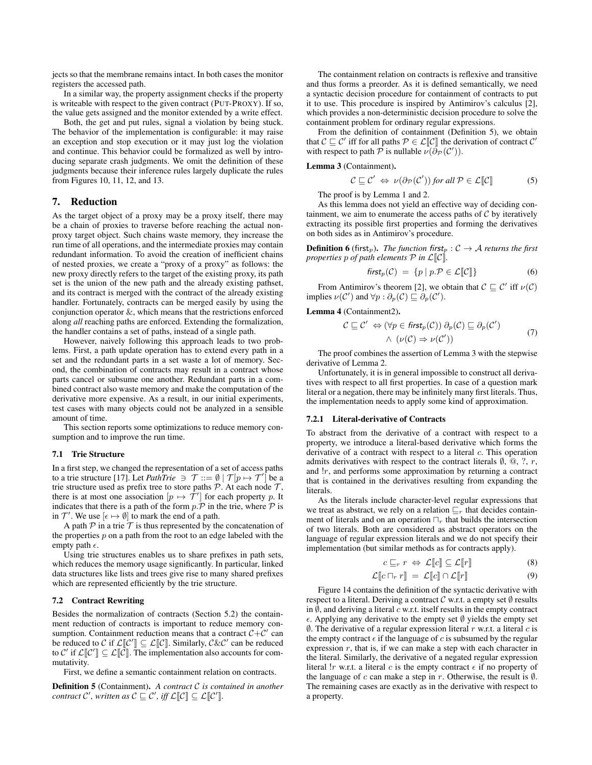jects so that the membrane remains intact. In both cases the monitor registers the accessed path.

In a similar way, the property assignment checks if the property is writeable with respect to the given contract (PUT-PROXY). If so, the value gets assigned and the monitor extended by a write effect.

Both, the get and put rules, signal a violation by being stuck. The behavior of the implementation is configurable: it may raise an exception and stop execution or it may just log the violation and continue. This behavior could be formalized as well by introducing separate crash judgments. We omit the definition of these judgments because their inference rules largely duplicate the rules from Figures 10, 11, 12, and 13.

## 7. Reduction

As the target object of a proxy may be a proxy itself, there may be a chain of proxies to traverse before reaching the actual non-proxy target object. Such chains waste memory, they increase the run time of all operations, and the intermediate proxies may contain redundant information. To avoid the creation of inefficient chains of nested proxies, we create a "proxy of a proxy" as follows: the new proxy directly refers to the target of the existing proxy, its path set is the union of the new path and the already existing pathset, and its contract is merged with the contract of the already existing handler. Fortunately, contracts can be merged easily by using the conjunction operator &, which means that the restrictions enforced along *all* reaching paths are enforced. Extending the formalization, the handler contains a set of paths, instead of a single path.

However, naively following this approach leads to two problems. First, a path update operation has to extend every path in a set and the redundant parts in a set waste a lot of memory. Second, the combination of contracts may result in a contract whose parts cancel or subsume one another. Redundant parts in a combined contract also waste memory and make the computation of the derivative more expensive. As a result, in our initial experiments, test cases with many objects could not be analyzed in a sensible amount of time.

This section reports some optimizations to reduce memory consumption and to improve the run time.

### 7.1 Trie Structure

In a first step, we changed the representation of a set of access paths to a trie structure [17]. Let *PathTrie* $\ni \mathcal{T} ::= \emptyset \mid \mathcal{T}[p \mapsto \mathcal{T}']$ be a trie structure used as prefix tree to store paths $\mathcal{P}$. At each node $\mathcal{T}$, there is at most one association $[p \mapsto \mathcal{T}']$ for each property $p$. It indicates that there is a path of the form $p.\mathcal{P}$ in the trie, where $\mathcal{P}$ is in $\mathcal{T}'$. We use $[\epsilon \mapsto \emptyset]$ to mark the end of a path.

A path $\mathcal{P}$ in a trie $\mathcal{T}$ is thus represented by the concatenation of the properties $p$ on a path from the root to an edge labeled with the empty path $\epsilon$.

Using trie structures enables us to share prefixes in path sets, which reduces the memory usage significantly. In particular, linked data structures like lists and trees give rise to many shared prefixes which are represented efficiently by the trie structure.

### 7.2 Contract Rewriting

Besides the normalization of contracts (Section 5.2) the containment reduction of contracts is important to reduce memory consumption. Containment reduction means that a contract $\mathcal{C}+\mathcal{C}'$ can be reduced to $\mathcal{C}$ if $\mathcal{L}[\![\mathcal{C}']\!] \subseteq \mathcal{L}[\![\mathcal{C}]\!]$. Similarly, $\mathcal{C}\&\mathcal{C}'$ can be reduced to $\mathcal{C}'$ if $\mathcal{L}[\![\mathcal{C}']\!] \subseteq \mathcal{L}[\![\mathcal{C}]\!]$. The implementation also accounts for commutativity.

First, we define a semantic containment relation on contracts.

**Definition 5** (Containment). *A contract $\mathcal{C}$ is contained in another contract $\mathcal{C}'$, written as $\mathcal{C} \sqsubseteq \mathcal{C}'$, iff $\mathcal{L}[\![\mathcal{C}]\!] \subseteq \mathcal{L}[\![\mathcal{C}']\!]$.*

The containment relation on contracts is reflexive and transitive and thus forms a preorder. As it is defined semantically, we need a syntactic decision procedure for containment of contracts to put it to use. This procedure is inspired by Antimirov's calculus [2], which provides a non-deterministic decision procedure to solve the containment problem for ordinary regular expressions.

From the definition of containment (Definition 5), we obtain that $\mathcal{C} \sqsubseteq \mathcal{C}'$ iff for all paths $\mathcal{P} \in \mathcal{L}[\![\mathcal{C}]\!]$ the derivation of contract $\mathcal{C}'$ with respect to path $\mathcal{P}$ is nullable $\nu(\partial_{\mathcal{P}}(\mathcal{C}'))$.

**Lemma 3** (Containment).

$$\mathcal{C} \sqsubseteq \mathcal{C}' \;\Leftrightarrow\; \nu(\partial_{\mathcal{P}}(\mathcal{C}')) \textit{ for all } \mathcal{P} \in \mathcal{L}[\![\mathcal{C}]\!] \tag{5}$$

The proof is by Lemma 1 and 2.

As this lemma does not yield an effective way of deciding containment, we aim to enumerate the access paths of $\mathcal{C}$ by iteratively extracting its possible first properties and forming the derivatives on both sides as in Antimirov's procedure.

**Definition 6** ($\mathsf{first}_p$). *The function $\mathit{first}_p : \mathcal{C} \to \mathcal{A}$ returns the first properties $p$ of path elements $\mathcal{P}$ in $\mathcal{L}[\![\mathcal{C}]\!]$.*

$$\mathit{first}_p(\mathcal{C}) \;=\; \{p \mid p.\mathcal{P} \in \mathcal{L}[\![\mathcal{C}]\!]\} \tag{6}$$

From Antimirov's theorem [2], we obtain that $\mathcal{C} \sqsubseteq \mathcal{C}'$ iff $\nu(\mathcal{C})$ implies $\nu(\mathcal{C}')$ and $\forall p : \partial_p(\mathcal{C}) \sqsubseteq \partial_p(\mathcal{C}')$.

**Lemma 4** (Containment2).

$$\begin{aligned}\mathcal{C} \sqsubseteq \mathcal{C}' \;\Leftrightarrow\; & (\forall p \in \mathit{first}_p(\mathcal{C}))\; \partial_p(\mathcal{C}) \sqsubseteq \partial_p(\mathcal{C}') \\ & \wedge\; (\nu(\mathcal{C}) \Rightarrow \nu(\mathcal{C}'))\end{aligned} \tag{7}$$

The proof combines the assertion of Lemma 3 with the stepwise derivative of Lemma 2.

Unfortunately, it is in general impossible to construct all derivatives with respect to all first properties. In case of a question mark literal or a negation, there may be infinitely many first literals. Thus, the implementation needs to apply some kind of approximation.

#### 7.2.1 Literal-derivative of Contracts

To abstract from the derivative of a contract with respect to a property, we introduce a literal-based derivative which forms the derivative of a contract with respect to a literal $c$. This operation admits derivatives with respect to the contract literals $\emptyset$, @, ?, $r$, and $!r$, and performs some approximation by returning a contract that is contained in the derivatives resulting from expanding the literals.

As the literals include character-level regular expressions that we treat as abstract, we rely on a relation $\sqsubseteq_r$ that decides containment of literals and on an operation $\sqcap_r$ that builds the intersection of two literals. Both are considered as abstract operators on the language of regular expression literals and we do not specify their implementation (but similar methods as for contracts apply).

$$c \sqsubseteq_r r \;\Leftrightarrow\; \mathcal{L}[\![c]\!] \subseteq \mathcal{L}[\![r]\!] \tag{8}$$

$$\mathcal{L}[\![c \sqcap_r r]\!] \;=\; \mathcal{L}[\![c]\!] \cap \mathcal{L}[\![r]\!] \tag{9}$$

Figure 14 contains the definition of the syntactic derivative with respect to a literal. Deriving a contract $\mathcal{C}$ w.r.t. a empty set $\emptyset$ results in $\emptyset$, and deriving a literal $c$ w.r.t. itself results in the empty contract $\epsilon$. Applying any derivative to the empty set $\emptyset$ yields the empty set $\emptyset$. The derivative of a regular expression literal $r$ w.r.t. a literal $c$ is the empty contract $\epsilon$ if the language of $c$ is subsumed by the regular expression $r$, that is, if we can make a step with each character in the literal. Similarly, the derivative of a negated regular expression literal $!r$ w.r.t. a literal $c$ is the empty contract $\epsilon$ if no property of the language of $c$ can make a step in $r$. Otherwise, the result is $\emptyset$. The remaining cases are exactly as in the derivative with respect to a property.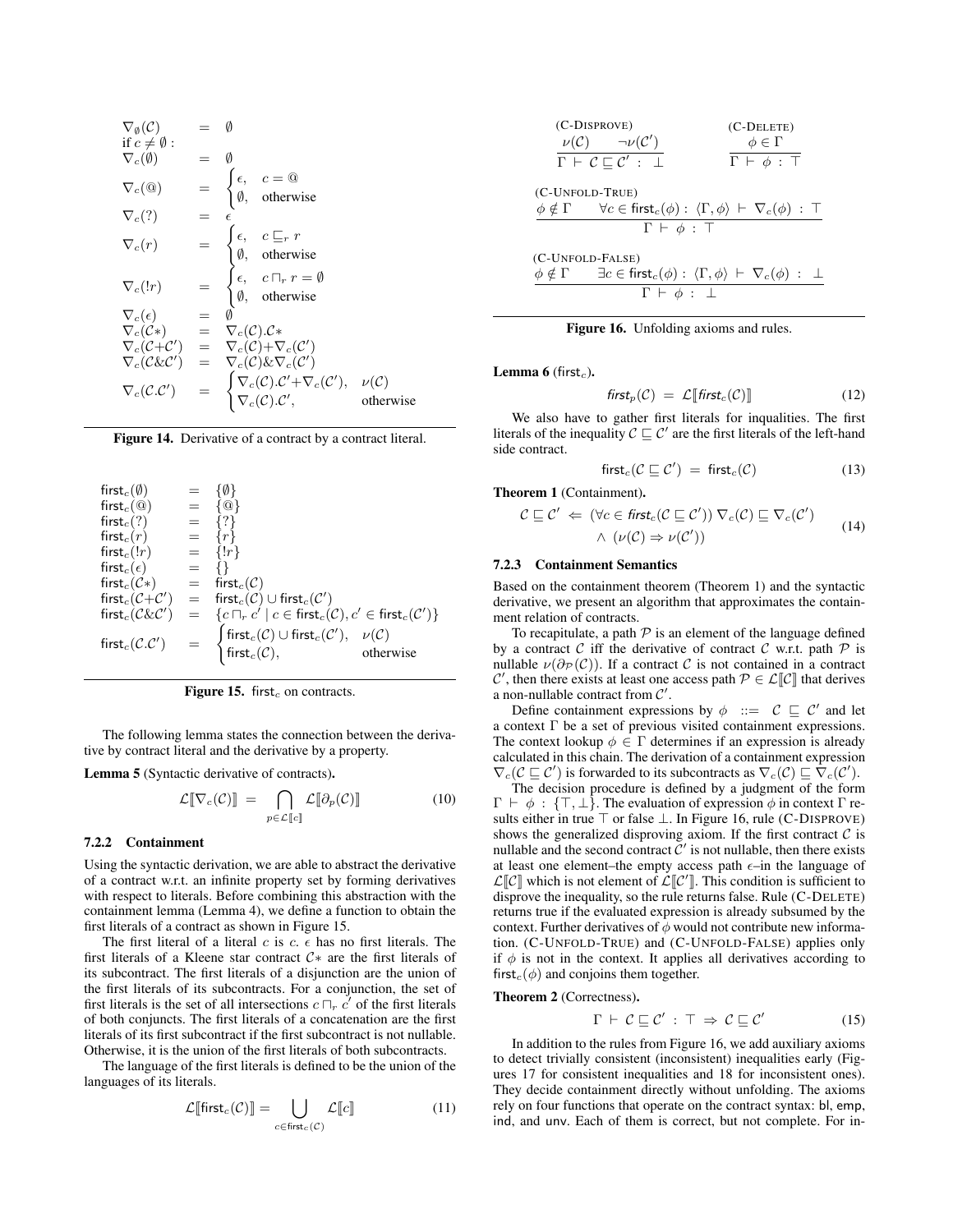$$
\begin{array}{lcl}
\nabla_\emptyset(\mathcal{C}) & = & \emptyset \\
\text{if } c \neq \emptyset: & & \\
\nabla_c(\emptyset) & = & \emptyset \\
\nabla_c(@) & = & \begin{cases} \epsilon, & c = @ \\ \emptyset, & \text{otherwise} \end{cases} \\
\nabla_c(?) & = & \epsilon \\
\nabla_c(r) & = & \begin{cases} \epsilon, & c \sqsubseteq_r r \\ \emptyset, & \text{otherwise} \end{cases} \\
\nabla_c(!r) & = & \begin{cases} \epsilon, & c \sqcap_r r = \emptyset \\ \emptyset, & \text{otherwise} \end{cases} \\
\nabla_c(\epsilon) & = & \emptyset \\
\nabla_c(\mathcal{C}*) & = & \nabla_c(\mathcal{C}).\mathcal{C}* \\
\nabla_c(\mathcal{C}+\mathcal{C}') & = & \nabla_c(\mathcal{C})+\nabla_c(\mathcal{C}') \\
\nabla_c(\mathcal{C}\&\mathcal{C}') & = & \nabla_c(\mathcal{C})\&\nabla_c(\mathcal{C}') \\
\nabla_c(\mathcal{C}.\mathcal{C}') & = & \begin{cases} \nabla_c(\mathcal{C}).\mathcal{C}'+\nabla_c(\mathcal{C}'), & \nu(\mathcal{C}) \\ \nabla_c(\mathcal{C}).\mathcal{C}', & \text{otherwise} \end{cases}
\end{array}
$$

**Figure 14.** Derivative of a contract by a contract literal.

$$
\begin{array}{lcl}
\mathsf{first}_c(\emptyset) & = & \{\emptyset\} \\
\mathsf{first}_c(@) & = & \{@\} \\
\mathsf{first}_c(?) & = & \{?\} \\
\mathsf{first}_c(r) & = & \{r\} \\
\mathsf{first}_c(!r) & = & \{!r\} \\
\mathsf{first}_c(\epsilon) & = & \{\} \\
\mathsf{first}_c(\mathcal{C}*) & = & \mathsf{first}_c(\mathcal{C}) \\
\mathsf{first}_c(\mathcal{C}+\mathcal{C}') & = & \mathsf{first}_c(\mathcal{C}) \cup \mathsf{first}_c(\mathcal{C}') \\
\mathsf{first}_c(\mathcal{C}\&\mathcal{C}') & = & \{c \sqcap_r c' \mid c \in \mathsf{first}_c(\mathcal{C}), c' \in \mathsf{first}_c(\mathcal{C}')\} \\
\mathsf{first}_c(\mathcal{C}.\mathcal{C}') & = & \begin{cases} \mathsf{first}_c(\mathcal{C}) \cup \mathsf{first}_c(\mathcal{C}'), & \nu(\mathcal{C}) \\ \mathsf{first}_c(\mathcal{C}), & \text{otherwise} \end{cases}
\end{array}
$$

**Figure 15.** $\mathsf{first}_c$ on contracts.

The following lemma states the connection between the derivative by contract literal and the derivative by a property.

**Lemma 5** (Syntactic derivative of contracts)**.**

$$
\mathcal{L}[\![\nabla_c(\mathcal{C})]\!] \;=\; \bigcap_{p \in \mathcal{L}[\![c]\!]} \mathcal{L}[\![\partial_p(\mathcal{C})]\!] \tag{10}
$$

### 7.2.2 Containment

Using the syntactic derivation, we are able to abstract the derivative of a contract w.r.t. an infinite property set by forming derivatives with respect to literals. Before combining this abstraction with the containment lemma (Lemma 4), we define a function to obtain the first literals of a contract as shown in Figure 15.

The first literal of a literal $c$ is $c$. $\epsilon$ has no first literals. The first literals of a Kleene star contract $\mathcal{C}*$ are the first literals of its subcontract. The first literals of a disjunction are the union of the first literals of its subcontracts. For a conjunction, the set of first literals is the set of all intersections $c \sqcap_r c'$ of the first literals of both conjuncts. The first literals of a concatenation are the first literals of its first subcontract if the first subcontract is not nullable. Otherwise, it is the union of the first literals of both subcontracts.

The language of the first literals is defined to be the union of the languages of its literals.

$$
\mathcal{L}[\![\mathsf{first}_c(\mathcal{C})]\!] = \bigcup_{c \in \mathsf{first}_c(\mathcal{C})} \mathcal{L}[\![c]\!] \tag{11}
$$

(C-DISPROVE)
$$
\frac{\nu(\mathcal{C}) \qquad \neg\nu(\mathcal{C}')}{\Gamma \vdash \mathcal{C} \sqsubseteq \mathcal{C}' \;:\; \bot}
$$

(C-DELETE)
$$
\frac{\phi \in \Gamma}{\Gamma \vdash \phi \;:\; \top}
$$

(C-UNFOLD-TRUE)
$$
\frac{\phi \notin \Gamma \qquad \forall c \in \mathsf{first}_c(\phi) : \langle \Gamma, \phi \rangle \vdash \nabla_c(\phi) \;:\; \top}{\Gamma \vdash \phi \;:\; \top}
$$

(C-UNFOLD-FALSE)
$$
\frac{\phi \notin \Gamma \qquad \exists c \in \mathsf{first}_c(\phi) : \langle \Gamma, \phi \rangle \vdash \nabla_c(\phi) \;:\; \bot}{\Gamma \vdash \phi \;:\; \bot}
$$

**Figure 16.** Unfolding axioms and rules.

**Lemma 6** ($\mathsf{first}_c$)**.**

$$
\mathit{first}_p(\mathcal{C}) \;=\; \mathcal{L}[\![\mathit{first}_c(\mathcal{C})]\!] \tag{12}
$$

We also have to gather first literals for inqualities. The first literals of the inequality $\mathcal{C} \sqsubseteq \mathcal{C}'$ are the first literals of the left-hand side contract.

$$
\mathsf{first}_c(\mathcal{C} \sqsubseteq \mathcal{C}') \;=\; \mathsf{first}_c(\mathcal{C}) \tag{13}
$$

**Theorem 1** (Containment)**.**

$$
\begin{aligned}
\mathcal{C} \sqsubseteq \mathcal{C}' \;\Leftarrow\; & (\forall c \in \mathit{first}_c(\mathcal{C} \sqsubseteq \mathcal{C}'))\, \nabla_c(\mathcal{C}) \sqsubseteq \nabla_c(\mathcal{C}') \\
& \wedge\; (\nu(\mathcal{C}) \Rightarrow \nu(\mathcal{C}'))
\end{aligned} \tag{14}
$$

### 7.2.3 Containment Semantics

Based on the containment theorem (Theorem 1) and the syntactic derivative, we present an algorithm that approximates the containment relation of contracts.

To recapitulate, a path $\mathcal{P}$ is an element of the language defined by a contract $\mathcal{C}$ iff the derivative of contract $\mathcal{C}$ w.r.t. path $\mathcal{P}$ is nullable $\nu(\partial_{\mathcal{P}}(\mathcal{C}))$. If a contract $\mathcal{C}$ is not contained in a contract $\mathcal{C}'$, then there exists at least one access path $\mathcal{P} \in \mathcal{L}[\![\mathcal{C}]\!]$ that derives a non-nullable contract from $\mathcal{C}'$.

Define containment expressions by $\phi \;::=\; \mathcal{C} \sqsubseteq \mathcal{C}'$ and let a context $\Gamma$ be a set of previous visited containment expressions. The context lookup $\phi \in \Gamma$ determines if an expression is already calculated in this chain. The derivation of a containment expression $\nabla_c(\mathcal{C} \sqsubseteq \mathcal{C}')$ is forwarded to its subcontracts as $\nabla_c(\mathcal{C}) \sqsubseteq \nabla_c(\mathcal{C}')$.

The decision procedure is defined by a judgment of the form $\Gamma \vdash \phi : \{\top, \bot\}$. The evaluation of expression $\phi$ in context $\Gamma$ results either in true $\top$ or false $\bot$. In Figure 16, rule (C-DISPROVE) shows the generalized disproving axiom. If the first contract $\mathcal{C}$ is nullable and the second contract $\mathcal{C}'$ is not nullable, then there exists at least one element–the empty access path $\epsilon$–in the language of $\mathcal{L}[\![\mathcal{C}]\!]$ which is not element of $\mathcal{L}[\![\mathcal{C}']\!]$. This condition is sufficient to disprove the inequality, so the rule returns false. Rule (C-DELETE) returns true if the evaluated expression is already subsumed by the context. Further derivatives of $\phi$ would not contribute new information. (C-UNFOLD-TRUE) and (C-UNFOLD-FALSE) applies only if $\phi$ is not in the context. It applies all derivatives according to $\mathsf{first}_c(\phi)$ and conjoins them together.

**Theorem 2** (Correctness)**.**

$$
\Gamma \vdash \mathcal{C} \sqsubseteq \mathcal{C}' \;:\; \top \;\Rightarrow\; \mathcal{C} \sqsubseteq \mathcal{C}' \tag{15}
$$

In addition to the rules from Figure 16, we add auxiliary axioms to detect trivially consistent (inconsistent) inequalities early (Figures 17 for consistent inequalities and 18 for inconsistent ones). They decide containment directly without unfolding. The axioms rely on four functions that operate on the contract syntax: bl, emp, ind, and unv. Each of them is correct, but not complete. For in-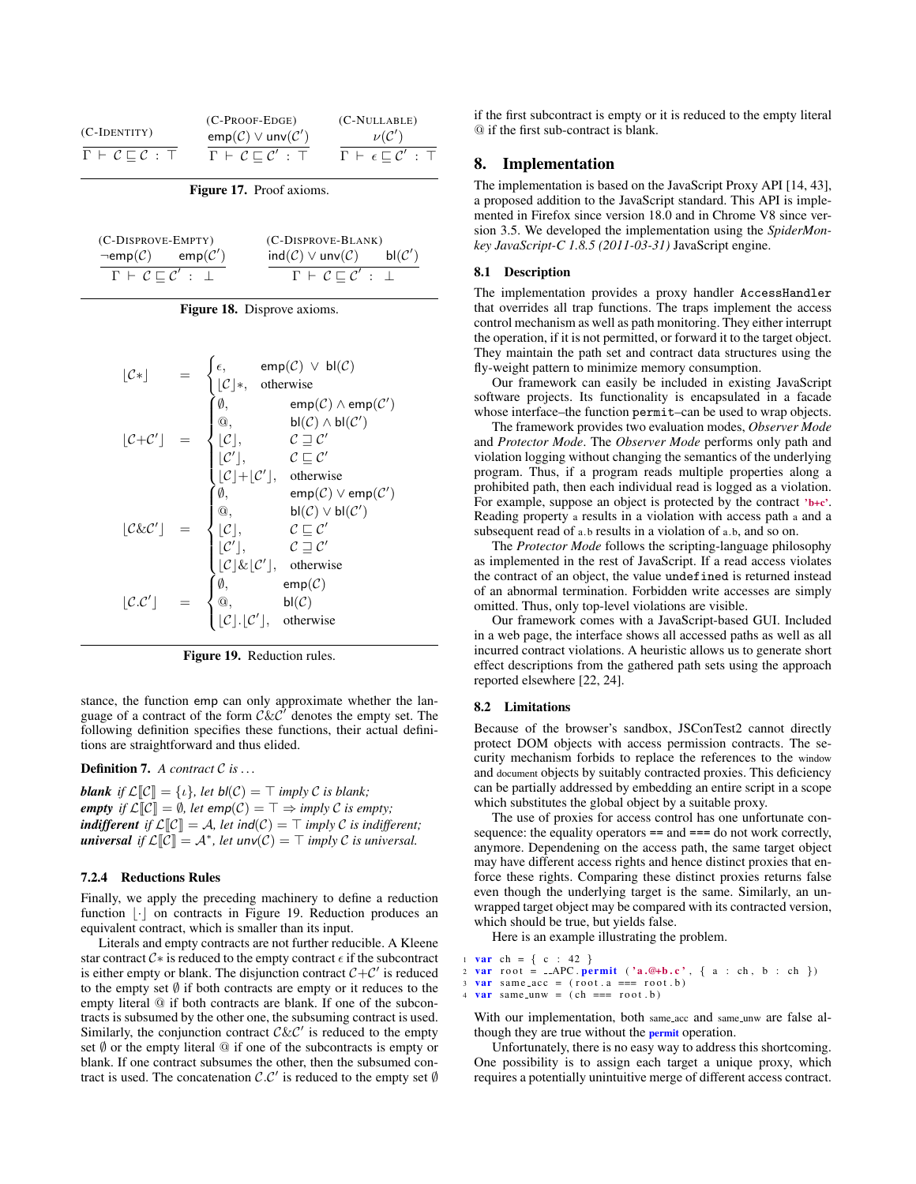$$\frac{}{\Gamma \vdash \mathcal{C} \sqsubseteq \mathcal{C} \ : \ \top}\ \text{(C-IDENTITY)} \qquad \frac{\mathsf{emp}(\mathcal{C}) \vee \mathsf{unv}(\mathcal{C}')}{\Gamma \vdash \mathcal{C} \sqsubseteq \mathcal{C}' \ : \ \top}\ \text{(C-PROOF-EDGE)} \qquad \frac{\nu(\mathcal{C}')}{\Gamma \vdash \epsilon \sqsubseteq \mathcal{C}' \ : \ \top}\ \text{(C-NULLABLE)}$$

**Figure 17.** Proof axioms.

$$\frac{\neg\mathsf{emp}(\mathcal{C}) \qquad \mathsf{emp}(\mathcal{C}')}{\Gamma \vdash \mathcal{C} \sqsubseteq \mathcal{C}' \ : \ \bot}\ \text{(C-DISPROVE-EMPTY)} \qquad \frac{\mathsf{ind}(\mathcal{C}) \vee \mathsf{unv}(\mathcal{C}) \qquad \mathsf{bl}(\mathcal{C}')}{\Gamma \vdash \mathcal{C} \sqsubseteq \mathcal{C}' \ : \ \bot}\ \text{(C-DISPROVE-BLANK)}$$

**Figure 18.** Disprove axioms.

$$\lfloor \mathcal{C}* \rfloor = \begin{cases} \epsilon, & \mathsf{emp}(\mathcal{C}) \ \vee \ \mathsf{bl}(\mathcal{C}) \\ \lfloor \mathcal{C} \rfloor *, & \text{otherwise} \end{cases}$$

$$\lfloor \mathcal{C}{+}\mathcal{C}' \rfloor = \begin{cases} \emptyset, & \mathsf{emp}(\mathcal{C}) \wedge \mathsf{emp}(\mathcal{C}') \\ @, & \mathsf{bl}(\mathcal{C}) \wedge \mathsf{bl}(\mathcal{C}') \\ \lfloor \mathcal{C} \rfloor, & \mathcal{C} \sqsupseteq \mathcal{C}' \\ \lfloor \mathcal{C}' \rfloor, & \mathcal{C} \sqsubseteq \mathcal{C}' \\ \lfloor \mathcal{C} \rfloor {+} \lfloor \mathcal{C}' \rfloor, & \text{otherwise} \end{cases}$$

$$\lfloor \mathcal{C}\&\mathcal{C}' \rfloor = \begin{cases} \emptyset, & \mathsf{emp}(\mathcal{C}) \vee \mathsf{emp}(\mathcal{C}') \\ @, & \mathsf{bl}(\mathcal{C}) \vee \mathsf{bl}(\mathcal{C}') \\ \lfloor \mathcal{C} \rfloor, & \mathcal{C} \sqsubseteq \mathcal{C}' \\ \lfloor \mathcal{C}' \rfloor, & \mathcal{C} \sqsupseteq \mathcal{C}' \\ \lfloor \mathcal{C} \rfloor \& \lfloor \mathcal{C}' \rfloor, & \text{otherwise} \end{cases}$$

$$\lfloor \mathcal{C}.\mathcal{C}' \rfloor = \begin{cases} \emptyset, & \mathsf{emp}(\mathcal{C}) \\ @, & \mathsf{bl}(\mathcal{C}) \\ \lfloor \mathcal{C} \rfloor . \lfloor \mathcal{C}' \rfloor, & \text{otherwise} \end{cases}$$

**Figure 19.** Reduction rules.

stance, the function emp can only approximate whether the language of a contract of the form $\mathcal{C}\&\mathcal{C}'$ denotes the empty set. The following definition specifies these functions, their actual definitions are straightforward and thus elided.

**Definition 7.** *A contract $\mathcal{C}$ is ...*

***blank*** *if $\mathcal{L}[\![\mathcal{C}]\!] = \{\iota\}$, let $\mathsf{bl}(\mathcal{C}) = \top$ imply $\mathcal{C}$ is blank;*
***empty*** *if $\mathcal{L}[\![\mathcal{C}]\!] = \emptyset$, let $\mathsf{emp}(\mathcal{C}) = \top \Rightarrow$ imply $\mathcal{C}$ is empty;*
***indifferent*** *if $\mathcal{L}[\![\mathcal{C}]\!] = \mathcal{A}$, let $\mathsf{ind}(\mathcal{C}) = \top$ imply $\mathcal{C}$ is indifferent;*
***universal*** *if $\mathcal{L}[\![\mathcal{C}]\!] = \mathcal{A}^*$, let $\mathsf{unv}(\mathcal{C}) = \top$ imply $\mathcal{C}$ is universal.*

#### 7.2.4 Reductions Rules

Finally, we apply the preceding machinery to define a reduction function $\lfloor\cdot\rfloor$ on contracts in Figure 19. Reduction produces an equivalent contract, which is smaller than its input.

Literals and empty contracts are not further reducible. A Kleene star contract $\mathcal{C}*$ is reduced to the empty contract $\epsilon$ if the subcontract is either empty or blank. The disjunction contract $\mathcal{C}{+}\mathcal{C}'$ is reduced to the empty set $\emptyset$ if both contracts are empty or it reduces to the empty literal @ if both contracts are blank. If one of the subcontracts is subsumed by the other one, the subsuming contract is used. Similarly, the conjunction contract $\mathcal{C}\&\mathcal{C}'$ is reduced to the empty set $\emptyset$ or the empty literal @ if one of the subcontracts is empty or blank. If one contract subsumes the other, then the subsumed contract is used. The concatenation $\mathcal{C}.\mathcal{C}'$ is reduced to the empty set $\emptyset$ if the first subcontract is empty or it is reduced to the empty literal @ if the first sub-contract is blank.

## 8. Implementation

The implementation is based on the JavaScript Proxy API [14, 43], a proposed addition to the JavaScript standard. This API is implemented in Firefox since version 18.0 and in Chrome V8 since version 3.5. We developed the implementation using the *SpiderMonkey JavaScript-C 1.8.5 (2011-03-31)* JavaScript engine.

### 8.1 Description

The implementation provides a proxy handler AccessHandler that overrides all trap functions. The traps implement the access control mechanism as well as path monitoring. They either interrupt the operation, if it is not permitted, or forward it to the target object. They maintain the path set and contract data structures using the fly-weight pattern to minimize memory consumption.

Our framework can easily be included in existing JavaScript software projects. Its functionality is encapsulated in a facade whose interface–the function permit–can be used to wrap objects.

The framework provides two evaluation modes, *Observer Mode* and *Protector Mode*. The *Observer Mode* performs only path and violation logging without changing the semantics of the underlying program. Thus, if a program reads multiple properties along a prohibited path, then each individual read is logged as a violation. For example, suppose an object is protected by the contract 'b+c'. Reading property a results in a violation with access path a and a subsequent read of a.b results in a violation of a.b, and so on.

The *Protector Mode* follows the scripting-language philosophy as implemented in the rest of JavaScript. If a read access violates the contract of an object, the value undefined is returned instead of an abnormal termination. Forbidden write accesses are simply omitted. Thus, only top-level violations are visible.

Our framework comes with a JavaScript-based GUI. Included in a web page, the interface shows all accessed paths as well as all incurred contract violations. A heuristic allows us to generate short effect descriptions from the gathered path sets using the approach reported elsewhere [22, 24].

### 8.2 Limitations

Because of the browser's sandbox, JSConTest2 cannot directly protect DOM objects with access permission contracts. The security mechanism forbids to replace the references to the window and document objects by suitably contracted proxies. This deficiency can be partially addressed by embedding an entire script in a scope which substitutes the global object by a suitable proxy.

The use of proxies for access control has one unfortunate consequence: the equality operators == and === do not work correctly, anymore. Dependening on the access path, the same target object may have different access rights and hence distinct proxies that enforce these rights. Comparing these distinct proxies returns false even though the underlying target is the same. Similarly, an unwrapped target object may be compared with its contracted version, which should be true, but yields false.

Here is an example illustrating the problem.

```
1 var ch = { c : 42 }
2 var root = __APC.permit ('a.@+b.c', { a : ch, b : ch })
3 var same_acc = (root.a === root.b)
4 var same_unw = (ch === root.b)
```

With our implementation, both same_acc and same_unw are false although they are true without the permit operation.

Unfortunately, there is no easy way to address this shortcoming. One possibility is to assign each target a unique proxy, which requires a potentially unintuitive merge of different access contract.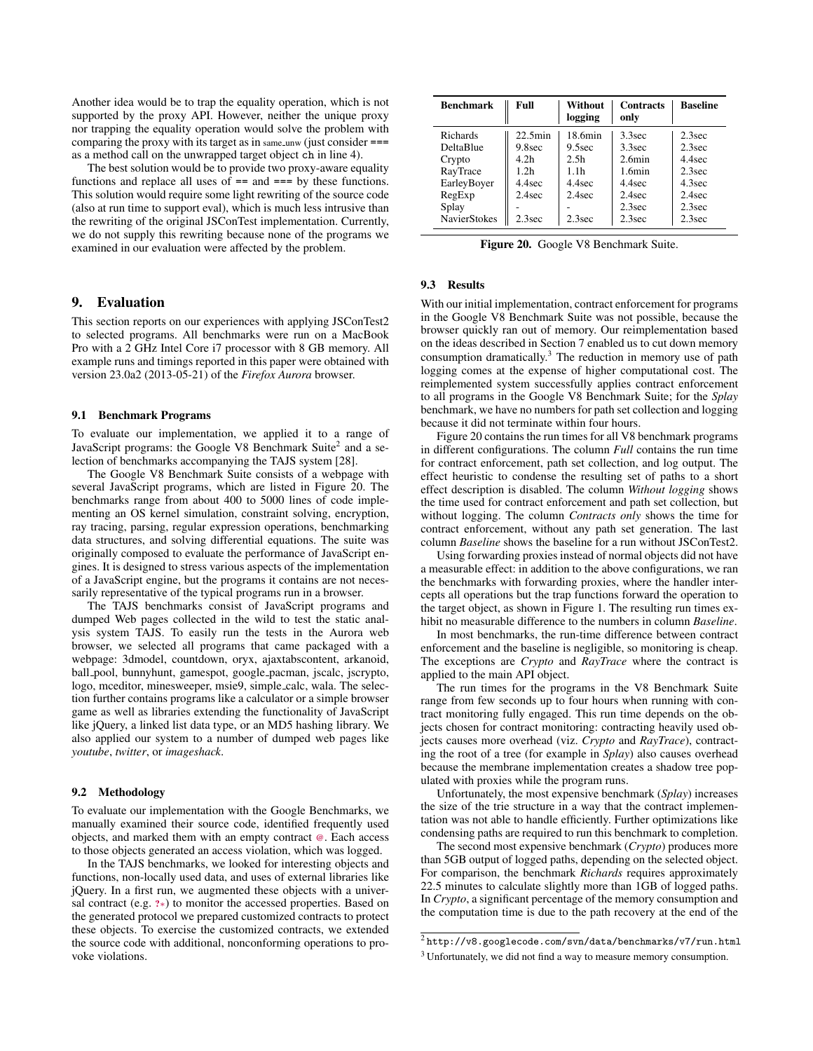Another idea would be to trap the equality operation, which is not supported by the proxy API. However, neither the unique proxy nor trapping the equality operation would solve the problem with comparing the proxy with its target as in same_unw (just consider === as a method call on the unwrapped target object ch in line 4).

The best solution would be to provide two proxy-aware equality functions and replace all uses of == and === by these functions. This solution would require some light rewriting of the source code (also at run time to support eval), which is much less intrusive than the rewriting of the original JSConTest implementation. Currently, we do not supply this rewriting because none of the programs we examined in our evaluation were affected by the problem.

## 9. Evaluation

This section reports on our experiences with applying JSConTest2 to selected programs. All benchmarks were run on a MacBook Pro with a 2 GHz Intel Core i7 processor with 8 GB memory. All example runs and timings reported in this paper were obtained with version 23.0a2 (2013-05-21) of the *Firefox Aurora* browser.

### 9.1 Benchmark Programs

To evaluate our implementation, we applied it to a range of JavaScript programs: the Google V8 Benchmark Suite[2] and a selection of benchmarks accompanying the TAJS system [28].

The Google V8 Benchmark Suite consists of a webpage with several JavaScript programs, which are listed in Figure 20. The benchmarks range from about 400 to 5000 lines of code implementing an OS kernel simulation, constraint solving, encryption, ray tracing, parsing, regular expression operations, benchmarking data structures, and solving differential equations. The suite was originally composed to evaluate the performance of JavaScript engines. It is designed to stress various aspects of the implementation of a JavaScript engine, but the programs it contains are not necessarily representative of the typical programs run in a browser.

The TAJS benchmarks consist of JavaScript programs and dumped Web pages collected in the wild to test the static analysis system TAJS. To easily run the tests in the Aurora web browser, we selected all programs that came packaged with a webpage: 3dmodel, countdown, oryx, ajaxtabscontent, arkanoid, ball_pool, bunnyhunt, gamespot, google_pacman, jscalc, jscrypto, logo, mceditor, minesweeper, msie9, simple_calc, wala. The selection further contains programs like a calculator or a simple browser game as well as libraries extending the functionality of JavaScript like jQuery, a linked list data type, or an MD5 hashing library. We also applied our system to a number of dumped web pages like *youtube*, *twitter*, or *imageshack*.

### 9.2 Methodology

To evaluate our implementation with the Google Benchmarks, we manually examined their source code, identified frequently used objects, and marked them with an empty contract @. Each access to those objects generated an access violation, which was logged.

In the TAJS benchmarks, we looked for interesting objects and functions, non-locally used data, and uses of external libraries like jQuery. In a first run, we augmented these objects with a universal contract (e.g. ?*) to monitor the accessed properties. Based on the generated protocol we prepared customized contracts to protect these objects. To exercise the customized contracts, we extended the source code with additional, nonconforming operations to provoke violations.

| Benchmark | Full | Without logging | Contracts only | Baseline |
|---|---|---|---|---|
| Richards | 22.5min | 18.6min | 3.3sec | 2.3sec |
| DeltaBlue | 9.8sec | 9.5sec | 3.3sec | 2.3sec |
| Crypto | 4.2h | 2.5h | 2.6min | 4.4sec |
| RayTrace | 1.2h | 1.1h | 1.6min | 2.3sec |
| EarleyBoyer | 4.4sec | 4.4sec | 4.4sec | 4.3sec |
| RegExp | 2.4sec | 2.4sec | 2.4sec | 2.4sec |
| Splay | - | - | 2.3sec | 2.3sec |
| NavierStokes | 2.3sec | 2.3sec | 2.3sec | 2.3sec |

**Figure 20.** Google V8 Benchmark Suite.

### 9.3 Results

With our initial implementation, contract enforcement for programs in the Google V8 Benchmark Suite was not possible, because the browser quickly ran out of memory. Our reimplementation based on the ideas described in Section 7 enabled us to cut down memory consumption dramatically.[3] The reduction in memory use of path logging comes at the expense of higher computational cost. The reimplemented system successfully applies contract enforcement to all programs in the Google V8 Benchmark Suite; for the *Splay* benchmark, we have no numbers for path set collection and logging because it did not terminate within four hours.

Figure 20 contains the run times for all V8 benchmark programs in different configurations. The column *Full* contains the run time for contract enforcement, path set collection, and log output. The effect heuristic to condense the resulting set of paths to a short effect description is disabled. The column *Without logging* shows the time used for contract enforcement and path set collection, but without logging. The column *Contracts only* shows the time for contract enforcement, without any path set generation. The last column *Baseline* shows the baseline for a run without JSConTest2.

Using forwarding proxies instead of normal objects did not have a measurable effect: in addition to the above configurations, we ran the benchmarks with forwarding proxies, where the handler intercepts all operations but the trap functions forward the operation to the target object, as shown in Figure 1. The resulting run times exhibit no measurable difference to the numbers in column *Baseline*.

In most benchmarks, the run-time difference between contract enforcement and the baseline is negligible, so monitoring is cheap. The exceptions are *Crypto* and *RayTrace* where the contract is applied to the main API object.

The run times for the programs in the V8 Benchmark Suite range from few seconds up to four hours when running with contract monitoring fully engaged. This run time depends on the objects chosen for contract monitoring: contracting heavily used objects causes more overhead (viz. *Crypto* and *RayTrace*), contracting the root of a tree (for example in *Splay*) also causes overhead because the membrane implementation creates a shadow tree populated with proxies while the program runs.

Unfortunately, the most expensive benchmark (*Splay*) increases the size of the trie structure in a way that the contract implementation was not able to handle efficiently. Further optimizations like condensing paths are required to run this benchmark to completion.

The second most expensive benchmark (*Crypto*) produces more than 5GB output of logged paths, depending on the selected object. For comparison, the benchmark *Richards* requires approximately 22.5 minutes to calculate slightly more than 1GB of logged paths. In *Crypto*, a significant percentage of the memory consumption and the computation time is due to the path recovery at the end of the

[2] http://v8.googlecode.com/svn/data/benchmarks/v7/run.html

[3] Unfortunately, we did not find a way to measure memory consumption.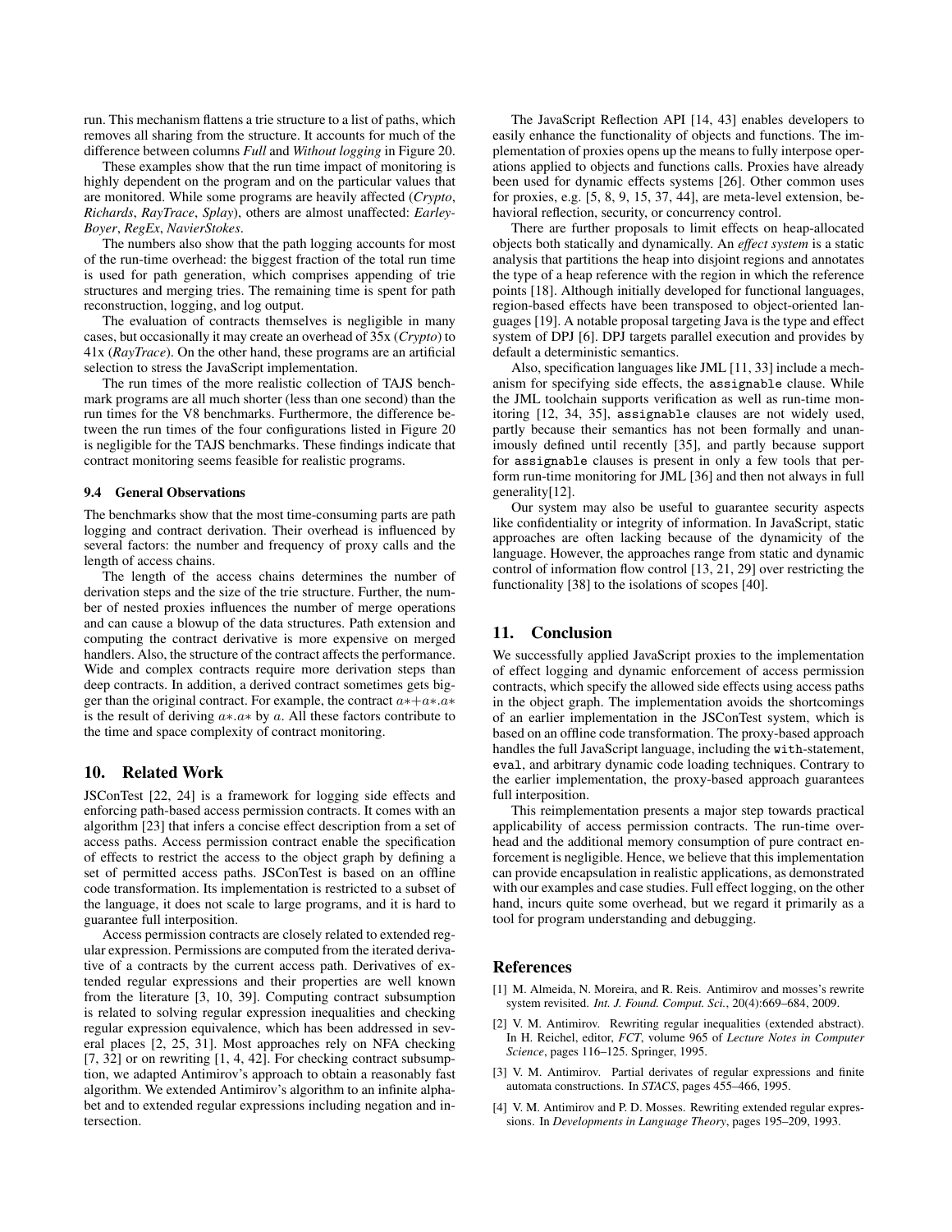run. This mechanism flattens a trie structure to a list of paths, which removes all sharing from the structure. It accounts for much of the difference between columns *Full* and *Without logging* in Figure 20.

These examples show that the run time impact of monitoring is highly dependent on the program and on the particular values that are monitored. While some programs are heavily affected (*Crypto*, *Richards*, *RayTrace*, *Splay*), others are almost unaffected: *Earley-Boyer*, *RegEx*, *NavierStokes*.

The numbers also show that the path logging accounts for most of the run-time overhead: the biggest fraction of the total run time is used for path generation, which comprises appending of trie structures and merging tries. The remaining time is spent for path reconstruction, logging, and log output.

The evaluation of contracts themselves is negligible in many cases, but occasionally it may create an overhead of 35x (*Crypto*) to 41x (*RayTrace*). On the other hand, these programs are an artificial selection to stress the JavaScript implementation.

The run times of the more realistic collection of TAJS benchmark programs are all much shorter (less than one second) than the run times for the V8 benchmarks. Furthermore, the difference between the run times of the four configurations listed in Figure 20 is negligible for the TAJS benchmarks. These findings indicate that contract monitoring seems feasible for realistic programs.

### 9.4 General Observations

The benchmarks show that the most time-consuming parts are path logging and contract derivation. Their overhead is influenced by several factors: the number and frequency of proxy calls and the length of access chains.

The length of the access chains determines the number of derivation steps and the size of the trie structure. Further, the number of nested proxies influences the number of merge operations and can cause a blowup of the data structures. Path extension and computing the contract derivative is more expensive on merged handlers. Also, the structure of the contract affects the performance. Wide and complex contracts require more derivation steps than deep contracts. In addition, a derived contract sometimes gets bigger than the original contract. For example, the contract $a{*}{+}a{*}.a{*}$ is the result of deriving $a{*}.a{*}$ by $a$. All these factors contribute to the time and space complexity of contract monitoring.

## 10. Related Work

JSConTest [22, 24] is a framework for logging side effects and enforcing path-based access permission contracts. It comes with an algorithm [23] that infers a concise effect description from a set of access paths. Access permission contract enable the specification of effects to restrict the access to the object graph by defining a set of permitted access paths. JSConTest is based on an offline code transformation. Its implementation is restricted to a subset of the language, it does not scale to large programs, and it is hard to guarantee full interposition.

Access permission contracts are closely related to extended regular expression. Permissions are computed from the iterated derivative of a contracts by the current access path. Derivatives of extended regular expressions and their properties are well known from the literature [3, 10, 39]. Computing contract subsumption is related to solving regular expression inequalities and checking regular expression equivalence, which has been addressed in several places [2, 25, 31]. Most approaches rely on NFA checking [7, 32] or on rewriting [1, 4, 42]. For checking contract subsumption, we adapted Antimirov's approach to obtain a reasonably fast algorithm. We extended Antimirov's algorithm to an infinite alphabet and to extended regular expressions including negation and intersection.

The JavaScript Reflection API [14, 43] enables developers to easily enhance the functionality of objects and functions. The implementation of proxies opens up the means to fully interpose operations applied to objects and functions calls. Proxies have already been used for dynamic effects systems [26]. Other common uses for proxies, e.g. [5, 8, 9, 15, 37, 44], are meta-level extension, behavioral reflection, security, or concurrency control.

There are further proposals to limit effects on heap-allocated objects both statically and dynamically. An *effect system* is a static analysis that partitions the heap into disjoint regions and annotates the type of a heap reference with the region in which the reference points [18]. Although initially developed for functional languages, region-based effects have been transposed to object-oriented languages [19]. A notable proposal targeting Java is the type and effect system of DPJ [6]. DPJ targets parallel execution and provides by default a deterministic semantics.

Also, specification languages like JML [11, 33] include a mechanism for specifying side effects, the `assignable` clause. While the JML toolchain supports verification as well as run-time monitoring [12, 34, 35], `assignable` clauses are not widely used, partly because their semantics has not been formally and unanimously defined until recently [35], and partly because support for `assignable` clauses is present in only a few tools that perform run-time monitoring for JML [36] and then not always in full generality[12].

Our system may also be useful to guarantee security aspects like confidentiality or integrity of information. In JavaScript, static approaches are often lacking because of the dynamicity of the language. However, the approaches range from static and dynamic control of information flow control [13, 21, 29] over restricting the functionality [38] to the isolations of scopes [40].

## 11. Conclusion

We successfully applied JavaScript proxies to the implementation of effect logging and dynamic enforcement of access permission contracts, which specify the allowed side effects using access paths in the object graph. The implementation avoids the shortcomings of an earlier implementation in the JSConTest system, which is based on an offline code transformation. The proxy-based approach handles the full JavaScript language, including the `with`-statement, `eval`, and arbitrary dynamic code loading techniques. Contrary to the earlier implementation, the proxy-based approach guarantees full interposition.

This reimplementation presents a major step towards practical applicability of access permission contracts. The run-time overhead and the additional memory consumption of pure contract enforcement is negligible. Hence, we believe that this implementation can provide encapsulation in realistic applications, as demonstrated with our examples and case studies. Full effect logging, on the other hand, incurs quite some overhead, but we regard it primarily as a tool for program understanding and debugging.

## References

[1] M. Almeida, N. Moreira, and R. Reis. Antimirov and mosses's rewrite system revisited. *Int. J. Found. Comput. Sci.*, 20(4):669–684, 2009.

[2] V. M. Antimirov. Rewriting regular inequalities (extended abstract). In H. Reichel, editor, *FCT*, volume 965 of *Lecture Notes in Computer Science*, pages 116–125. Springer, 1995.

[3] V. M. Antimirov. Partial derivates of regular expressions and finite automata constructions. In *STACS*, pages 455–466, 1995.

[4] V. M. Antimirov and P. D. Mosses. Rewriting extended regular expressions. In *Developments in Language Theory*, pages 195–209, 1993.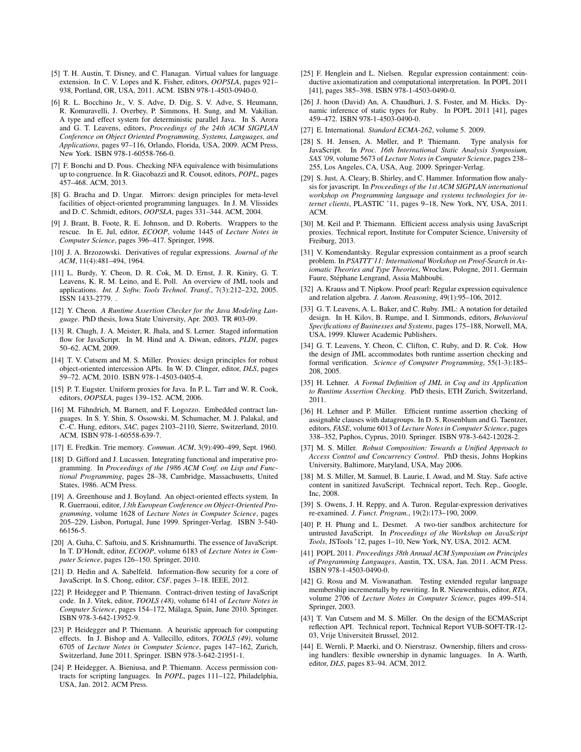[5] T. H. Austin, T. Disney, and C. Flanagan. Virtual values for language extension. In C. V. Lopes and K. Fisher, editors, *OOPSLA*, pages 921–938, Portland, OR, USA, 2011. ACM. ISBN 978-1-4503-0940-0.

[6] R. L. Bocchino Jr., V. S. Adve, D. Dig, S. V. Adve, S. Heumann, R. Komuravelli, J. Overbey, P. Simmons, H. Sung, and M. Vakilian. A type and effect system for deterministic parallel Java. In S. Arora and G. T. Leavens, editors, *Proceedings of the 24th ACM SIGPLAN Conference on Object Oriented Programming, Systems, Languages, and Applications*, pages 97–116, Orlando, Florida, USA, 2009. ACM Press, New York. ISBN 978-1-60558-766-0.

[7] F. Bonchi and D. Pous. Checking NFA equivalence with bisimulations up to congruence. In R. Giacobazzi and R. Cousot, editors, *POPL*, pages 457–468. ACM, 2013.

[8] G. Bracha and D. Ungar. Mirrors: design principles for meta-level facilities of object-oriented programming languages. In J. M. Vlissides and D. C. Schmidt, editors, *OOPSLA*, pages 331–344. ACM, 2004.

[9] J. Brant, B. Foote, R. E. Johnson, and D. Roberts. Wrappers to the rescue. In E. Jul, editor, *ECOOP*, volume 1445 of *Lecture Notes in Computer Science*, pages 396–417. Springer, 1998.

[10] J. A. Brzozowski. Derivatives of regular expressions. *Journal of the ACM*, 11(4):481–494, 1964.

[11] L. Burdy, Y. Cheon, D. R. Cok, M. D. Ernst, J. R. Kiniry, G. T. Leavens, K. R. M. Leino, and E. Poll. An overview of JML tools and applications. *Int. J. Softw. Tools Technol. Transf.*, 7(3):212–232, 2005. ISSN 1433-2779. .

[12] Y. Cheon. *A Runtime Assertion Checker for the Java Modeling Language*. PhD thesis, Iowa State University, Apr. 2003. TR #03-09.

[13] R. Chugh, J. A. Meister, R. Jhala, and S. Lerner. Staged information flow for JavaScript. In M. Hind and A. Diwan, editors, *PLDI*, pages 50–62. ACM, 2009.

[14] T. V. Cutsem and M. S. Miller. Proxies: design principles for robust object-oriented intercession APIs. In W. D. Clinger, editor, *DLS*, pages 59–72. ACM, 2010. ISBN 978-1-4503-0405-4.

[15] P. T. Eugster. Uniform proxies for Java. In P. L. Tarr and W. R. Cook, editors, *OOPSLA*, pages 139–152. ACM, 2006.

[16] M. Fähndrich, M. Barnett, and F. Logozzo. Embedded contract languages. In S. Y. Shin, S. Ossowski, M. Schumacher, M. J. Palakal, and C.-C. Hung, editors, *SAC*, pages 2103–2110, Sierre, Switzerland, 2010. ACM. ISBN 978-1-60558-639-7.

[17] E. Fredkin. Trie memory. *Commun. ACM*, 3(9):490–499, Sept. 1960.

[18] D. Gifford and J. Lucassen. Integrating functional and imperative programming. In *Proceedings of the 1986 ACM Conf. on Lisp and Functional Programming*, pages 28–38, Cambridge, Massachusetts, United States, 1986. ACM Press.

[19] A. Greenhouse and J. Boyland. An object-oriented effects system. In R. Guerraoui, editor, *13th European Conference on Object-Oriented Programming*, volume 1628 of *Lecture Notes in Computer Science*, pages 205–229, Lisbon, Portugal, June 1999. Springer-Verlag. ISBN 3-540-66156-5.

[20] A. Guha, C. Saftoiu, and S. Krishnamurthi. The essence of JavaScript. In T. D'Hondt, editor, *ECOOP*, volume 6183 of *Lecture Notes in Computer Science*, pages 126–150. Springer, 2010.

[21] D. Hedin and A. Sabelfeld. Information-flow security for a core of JavaScript. In S. Chong, editor, *CSF*, pages 3–18. IEEE, 2012.

[22] P. Heidegger and P. Thiemann. Contract-driven testing of JavaScript code. In J. Vitek, editor, *TOOLS (48)*, volume 6141 of *Lecture Notes in Computer Science*, pages 154–172, Málaga, Spain, June 2010. Springer. ISBN 978-3-642-13952-9.

[23] P. Heidegger and P. Thiemann. A heuristic approach for computing effects. In J. Bishop and A. Vallecillo, editors, *TOOLS (49)*, volume 6705 of *Lecture Notes in Computer Science*, pages 147–162, Zurich, Switzerland, June 2011. Springer. ISBN 978-3-642-21951-1.

[24] P. Heidegger, A. Bieniusa, and P. Thiemann. Access permission contracts for scripting languages. In *POPL*, pages 111–122, Philadelphia, USA, Jan. 2012. ACM Press.

[25] F. Henglein and L. Nielsen. Regular expression containment: coinductive axiomatization and computational interpretation. In POPL 2011 [41], pages 385–398. ISBN 978-1-4503-0490-0.

[26] J. hoon (David) An, A. Chaudhuri, J. S. Foster, and M. Hicks. Dynamic inference of static types for Ruby. In POPL 2011 [41], pages 459–472. ISBN 978-1-4503-0490-0.

[27] E. International. *Standard ECMA-262*, volume 5. 2009.

[28] S. H. Jensen, A. Møller, and P. Thiemann. Type analysis for JavaScript. In *Proc. 16th International Static Analysis Symposium, SAS '09*, volume 5673 of *Lecture Notes in Computer Science*, pages 238–255, Los Angeles, CA, USA, Aug. 2009. Springer-Verlag.

[29] S. Just, A. Cleary, B. Shirley, and C. Hammer. Information flow analysis for javascript. In *Proceedings of the 1st ACM SIGPLAN international workshop on Programming language and systems technologies for internet clients*, PLASTIC '11, pages 9–18, New York, NY, USA, 2011. ACM.

[30] M. Keil and P. Thiemann. Efficient access analysis using JavaScript proxies. Technical report, Institute for Computer Science, University of Freiburg, 2013.

[31] V. Komendantsky. Regular expression containment as a proof search problem. In *PSATTT'11: International Workshop on Proof-Search in Axiomatic Theories and Type Theories*, Wroclaw, Pologne, 2011. Germain Faure, Stéphane Lengrand, Assia Mahboubi.

[32] A. Krauss and T. Nipkow. Proof pearl: Regular expression equivalence and relation algebra. *J. Autom. Reasoning*, 49(1):95–106, 2012.

[33] G. T. Leavens, A. L. Baker, and C. Ruby. JML: A notation for detailed design. In H. Kilov, B. Rumpe, and I. Simmonds, editors, *Behavioral Specifications of Businesses and Systems*, pages 175–188, Norwell, MA, USA, 1999. Kluwer Academic Publishers.

[34] G. T. Leavens, Y. Cheon, C. Clifton, C. Ruby, and D. R. Cok. How the design of JML accommodates both runtime assertion checking and formal verification. *Science of Computer Programming*, 55(1-3):185–208, 2005.

[35] H. Lehner. *A Formal Definition of JML in Coq and its Application to Runtime Assertion Checking*. PhD thesis, ETH Zurich, Switzerland, 2011.

[36] H. Lehner and P. Müller. Efficient runtime assertion checking of assignable clauses with datagroups. In D. S. Rosenblum and G. Taentzer, editors, *FASE*, volume 6013 of *Lecture Notes in Computer Science*, pages 338–352, Paphos, Cyprus, 2010. Springer. ISBN 978-3-642-12028-2.

[37] M. S. Miller. *Robust Composition: Towards a Unified Approach to Access Control and Concurrency Control*. PhD thesis, Johns Hopkins University, Baltimore, Maryland, USA, May 2006.

[38] M. S. Miller, M. Samuel, B. Laurie, I. Awad, and M. Stay. Safe active content in sanitized JavaScript. Technical report, Tech. Rep., Google, Inc, 2008.

[39] S. Owens, J. H. Reppy, and A. Turon. Regular-expression derivatives re-examined. *J. Funct. Program.*, 19(2):173–190, 2009.

[40] P. H. Phung and L. Desmet. A two-tier sandbox architecture for untrusted JavaScript. In *Proceedings of the Workshop on JavaScript Tools*, JSTools '12, pages 1–10, New York, NY, USA, 2012. ACM.

[41] POPL 2011. *Proceedings 38th Annual ACM Symposium on Principles of Programming Languages*, Austin, TX, USA, Jan. 2011. ACM Press. ISBN 978-1-4503-0490-0.

[42] G. Rosu and M. Viswanathan. Testing extended regular language membership incrementally by rewriting. In R. Nieuwenhuis, editor, *RTA*, volume 2706 of *Lecture Notes in Computer Science*, pages 499–514. Springer, 2003.

[43] T. Van Cutsem and M. S. Miller. On the design of the ECMAScript reflection API. Technical report, Technical Report VUB-SOFT-TR-12-03, Vrije Universiteit Brussel, 2012.

[44] E. Wernli, P. Maerki, and O. Nierstrasz. Ownership, filters and crossing handlers: flexible ownership in dynamic languages. In A. Warth, editor, *DLS*, pages 83–94. ACM, 2012.